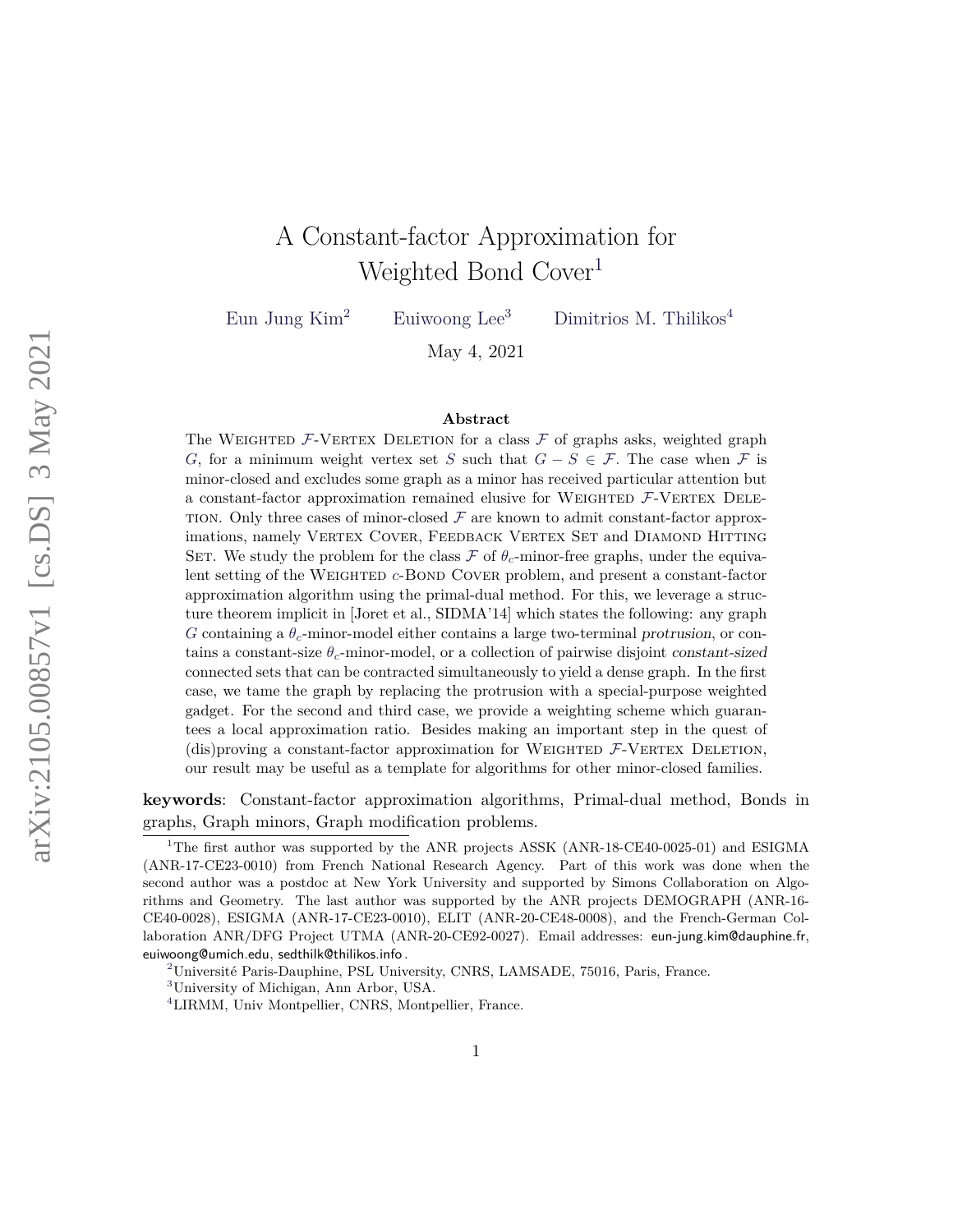# A Constant-factor Approximation for Weighted Bond Cover[1]

Eun Jung Kim[2] Euiwoong Lee[3] Dimitrios M. Thilikos[4]

May 4, 2021

## Abstract

The Weighted $\mathcal{F}$-Vertex Deletion for a class $\mathcal{F}$ of graphs asks, weighted graph $G$, for a minimum weight vertex set $S$ such that $G - S \in \mathcal{F}$. The case when $\mathcal{F}$ is minor-closed and excludes some graph as a minor has received particular attention but a constant-factor approximation remained elusive for Weighted $\mathcal{F}$-Vertex Deletion. Only three cases of minor-closed $\mathcal{F}$ are known to admit constant-factor approximations, namely Vertex Cover, Feedback Vertex Set and Diamond Hitting Set. We study the problem for the class $\mathcal{F}$ of $\theta_c$-minor-free graphs, under the equivalent setting of the Weighted $c$-Bond Cover problem, and present a constant-factor approximation algorithm using the primal-dual method. For this, we leverage a structure theorem implicit in [Joret et al., SIDMA'14] which states the following: any graph $G$ containing a $\theta_c$-minor-model either contains a large two-terminal *protrusion*, or contains a constant-size $\theta_c$-minor-model, or a collection of pairwise disjoint *constant-sized* connected sets that can be contracted simultaneously to yield a dense graph. In the first case, we tame the graph by replacing the protrusion with a special-purpose weighted gadget. For the second and third case, we provide a weighting scheme which guarantees a local approximation ratio. Besides making an important step in the quest of (dis)proving a constant-factor approximation for Weighted $\mathcal{F}$-Vertex Deletion, our result may be useful as a template for algorithms for other minor-closed families.

**keywords**: Constant-factor approximation algorithms, Primal-dual method, Bonds in graphs, Graph minors, Graph modification problems.

[1] The first author was supported by the ANR projects ASSK (ANR-18-CE40-0025-01) and ESIGMA (ANR-17-CE23-0010) from French National Research Agency. Part of this work was done when the second author was a postdoc at New York University and supported by Simons Collaboration on Algorithms and Geometry. The last author was supported by the ANR projects DEMOGRAPH (ANR-16-CE40-0028), ESIGMA (ANR-17-CE23-0010), ELIT (ANR-20-CE48-0008), and the French-German Collaboration ANR/DFG Project UTMA (ANR-20-CE92-0027). Email addresses: eun-jung.kim@dauphine.fr, euiwoong@umich.edu, sedthilk@thilikos.info.

[2] Université Paris-Dauphine, PSL University, CNRS, LAMSADE, 75016, Paris, France.

[3] University of Michigan, Ann Arbor, USA.

[4] LIRMM, Univ Montpellier, CNRS, Montpellier, France.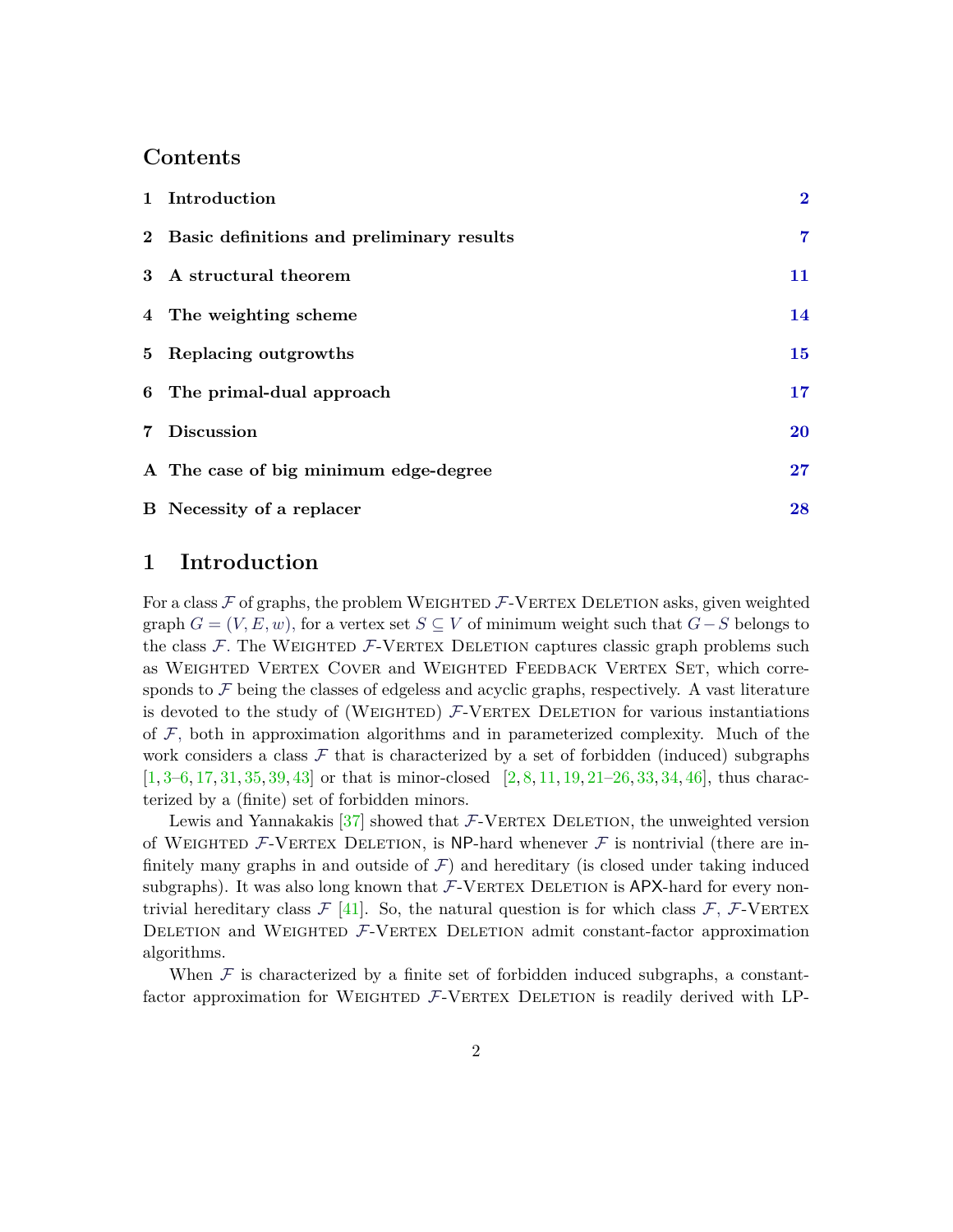## Contents

| | | |
|---|---|---|
| **1** | **Introduction** | **2** |
| **2** | **Basic definitions and preliminary results** | **7** |
| **3** | **A structural theorem** | **11** |
| **4** | **The weighting scheme** | **14** |
| **5** | **Replacing outgrowths** | **15** |
| **6** | **The primal-dual approach** | **17** |
| **7** | **Discussion** | **20** |
| **A** | **The case of big minimum edge-degree** | **27** |
| **B** | **Necessity of a replacer** | **28** |

# 1 Introduction

For a class $\mathcal{F}$ of graphs, the problem Weighted $\mathcal{F}$-Vertex Deletion asks, given weighted graph $G = (V, E, w)$, for a vertex set $S \subseteq V$ of minimum weight such that $G - S$ belongs to the class $\mathcal{F}$. The Weighted $\mathcal{F}$-Vertex Deletion captures classic graph problems such as Weighted Vertex Cover and Weighted Feedback Vertex Set, which corresponds to $\mathcal{F}$ being the classes of edgeless and acyclic graphs, respectively. A vast literature is devoted to the study of (Weighted) $\mathcal{F}$-Vertex Deletion for various instantiations of $\mathcal{F}$, both in approximation algorithms and in parameterized complexity. Much of the work considers a class $\mathcal{F}$ that is characterized by a set of forbidden (induced) subgraphs [1, 3–6, 17, 31, 35, 39, 43] or that is minor-closed [2, 8, 11, 19, 21–26, 33, 34, 46], thus characterized by a (finite) set of forbidden minors.

Lewis and Yannakakis [37] showed that $\mathcal{F}$-Vertex Deletion, the unweighted version of Weighted $\mathcal{F}$-Vertex Deletion, is NP-hard whenever $\mathcal{F}$ is nontrivial (there are infinitely many graphs in and outside of $\mathcal{F}$) and hereditary (is closed under taking induced subgraphs). It was also long known that $\mathcal{F}$-Vertex Deletion is APX-hard for every nontrivial hereditary class $\mathcal{F}$ [41]. So, the natural question is for which class $\mathcal{F}$, $\mathcal{F}$-Vertex Deletion and Weighted $\mathcal{F}$-Vertex Deletion admit constant-factor approximation algorithms.

When $\mathcal{F}$ is characterized by a finite set of forbidden induced subgraphs, a constant-factor approximation for Weighted $\mathcal{F}$-Vertex Deletion is readily derived with LP-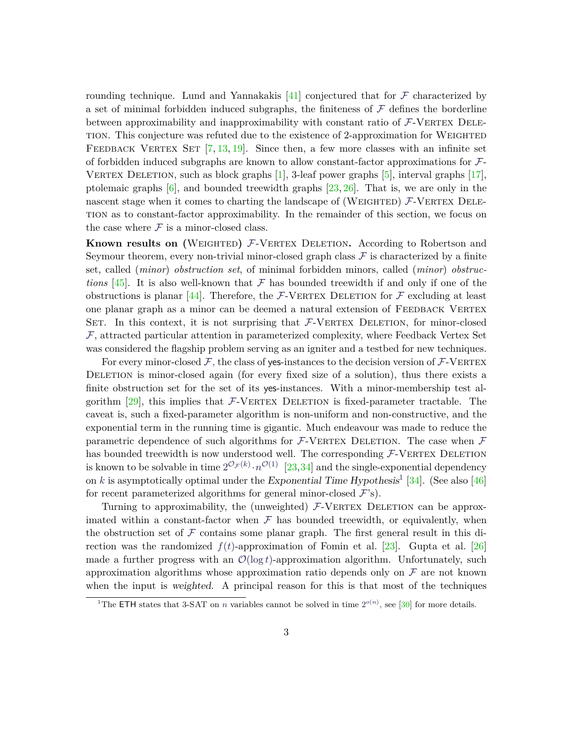rounding technique. Lund and Yannakakis [41] conjectured that for $\mathcal{F}$ characterized by a set of minimal forbidden induced subgraphs, the finiteness of $\mathcal{F}$ defines the borderline between approximability and inapproximability with constant ratio of $\mathcal{F}$-Vertex Deletion. This conjecture was refuted due to the existence of 2-approximation for Weighted Feedback Vertex Set [7, 13, 19]. Since then, a few more classes with an infinite set of forbidden induced subgraphs are known to allow constant-factor approximations for $\mathcal{F}$-Vertex Deletion, such as block graphs [1], 3-leaf power graphs [5], interval graphs [17], ptolemaic graphs [6], and bounded treewidth graphs [23, 26]. That is, we are only in the nascent stage when it comes to charting the landscape of (Weighted) $\mathcal{F}$-Vertex Deletion as to constant-factor approximability. In the remainder of this section, we focus on the case where $\mathcal{F}$ is a minor-closed class.

**Known results on (Weighted) $\mathcal{F}$-Vertex Deletion.** According to Robertson and Seymour theorem, every non-trivial minor-closed graph class $\mathcal{F}$ is characterized by a finite set, called (*minor*) *obstruction set*, of minimal forbidden minors, called (*minor*) *obstructions* [45]. It is also well-known that $\mathcal{F}$ has bounded treewidth if and only if one of the obstructions is planar [44]. Therefore, the $\mathcal{F}$-Vertex Deletion for $\mathcal{F}$ excluding at least one planar graph as a minor can be deemed a natural extension of Feedback Vertex Set. In this context, it is not surprising that $\mathcal{F}$-Vertex Deletion, for minor-closed $\mathcal{F}$, attracted particular attention in parameterized complexity, where Feedback Vertex Set was considered the flagship problem serving as an igniter and a testbed for new techniques.

For every minor-closed $\mathcal{F}$, the class of yes-instances to the decision version of $\mathcal{F}$-Vertex Deletion is minor-closed again (for every fixed size of a solution), thus there exists a finite obstruction set for the set of its yes-instances. With a minor-membership test algorithm [29], this implies that $\mathcal{F}$-Vertex Deletion is fixed-parameter tractable. The caveat is, such a fixed-parameter algorithm is non-uniform and non-constructive, and the exponential term in the running time is gigantic. Much endeavour was made to reduce the parametric dependence of such algorithms for $\mathcal{F}$-Vertex Deletion. The case when $\mathcal{F}$ has bounded treewidth is now understood well. The corresponding $\mathcal{F}$-Vertex Deletion is known to be solvable in time $2^{\mathcal{O}_{\mathcal{F}}(k)} \cdot n^{\mathcal{O}(1)}$ [23,34] and the single-exponential dependency on $k$ is asymptotically optimal under the *Exponential Time Hypothesis*[1] [34]. (See also [46] for recent parameterized algorithms for general minor-closed $\mathcal{F}$'s).

Turning to approximability, the (unweighted) $\mathcal{F}$-Vertex Deletion can be approximated within a constant-factor when $\mathcal{F}$ has bounded treewidth, or equivalently, when the obstruction set of $\mathcal{F}$ contains some planar graph. The first general result in this direction was the randomized $f(t)$-approximation of Fomin et al. [23]. Gupta et al. [26] made a further progress with an $\mathcal{O}(\log t)$-approximation algorithm. Unfortunately, such approximation algorithms whose approximation ratio depends only on $\mathcal{F}$ are not known when the input is *weighted*. A principal reason for this is that most of the techniques

[1] The ETH states that 3-SAT on $n$ variables cannot be solved in time $2^{o(n)}$, see [30] for more details.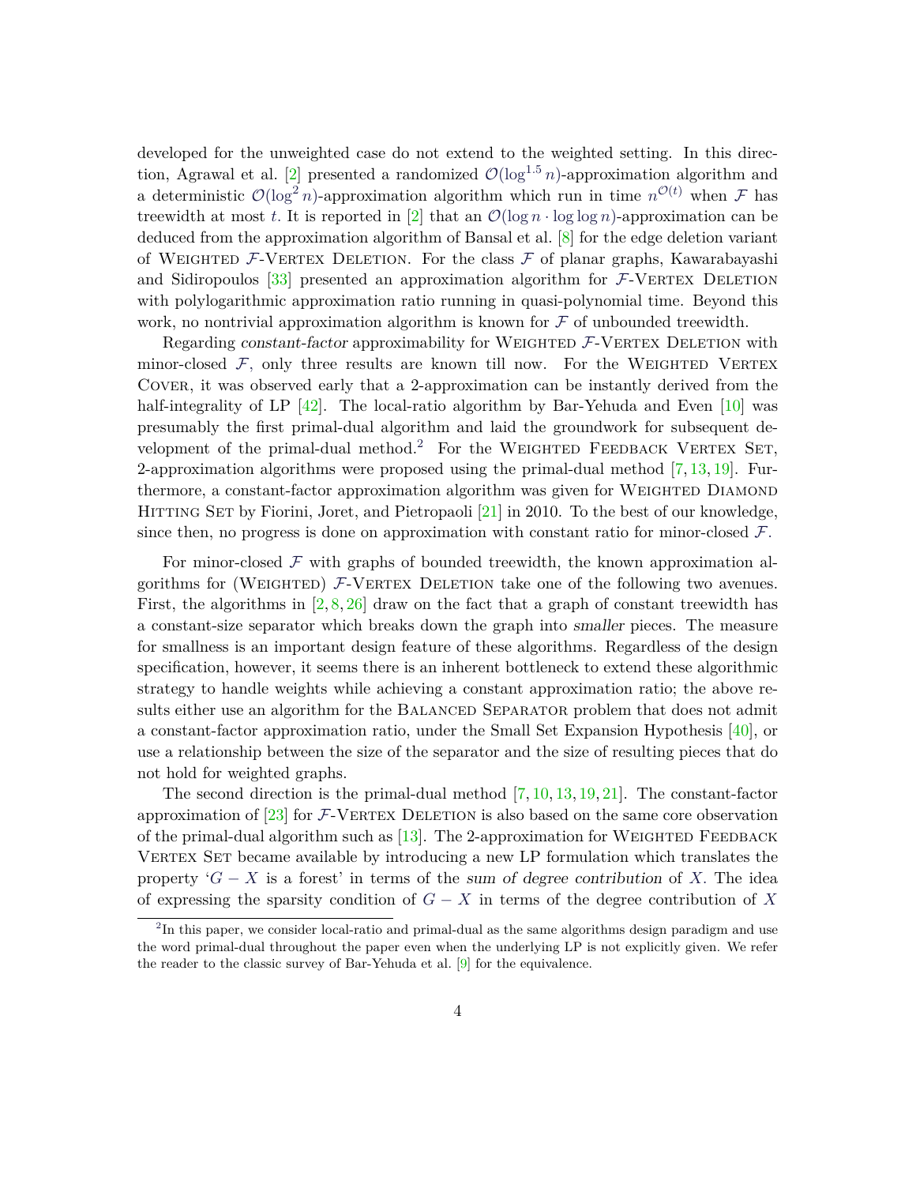developed for the unweighted case do not extend to the weighted setting. In this direction, Agrawal et al. [2] presented a randomized $\mathcal{O}(\log^{1.5} n)$-approximation algorithm and a deterministic $\mathcal{O}(\log^2 n)$-approximation algorithm which run in time $n^{\mathcal{O}(t)}$ when $\mathcal{F}$ has treewidth at most $t$. It is reported in [2] that an $\mathcal{O}(\log n \cdot \log\log n)$-approximation can be deduced from the approximation algorithm of Bansal et al. [8] for the edge deletion variant of Weighted $\mathcal{F}$-Vertex Deletion. For the class $\mathcal{F}$ of planar graphs, Kawarabayashi and Sidiropoulos [33] presented an approximation algorithm for $\mathcal{F}$-Vertex Deletion with polylogarithmic approximation ratio running in quasi-polynomial time. Beyond this work, no nontrivial approximation algorithm is known for $\mathcal{F}$ of unbounded treewidth.

Regarding *constant-factor* approximability for Weighted $\mathcal{F}$-Vertex Deletion with minor-closed $\mathcal{F}$, only three results are known till now. For the Weighted Vertex Cover, it was observed early that a 2-approximation can be instantly derived from the half-integrality of LP [42]. The local-ratio algorithm by Bar-Yehuda and Even [10] was presumably the first primal-dual algorithm and laid the groundwork for subsequent development of the primal-dual method.[2] For the Weighted Feedback Vertex Set, 2-approximation algorithms were proposed using the primal-dual method [7, 13, 19]. Furthermore, a constant-factor approximation algorithm was given for Weighted Diamond Hitting Set by Fiorini, Joret, and Pietropaoli [21] in 2010. To the best of our knowledge, since then, no progress is done on approximation with constant ratio for minor-closed $\mathcal{F}$.

For minor-closed $\mathcal{F}$ with graphs of bounded treewidth, the known approximation algorithms for (Weighted) $\mathcal{F}$-Vertex Deletion take one of the following two avenues. First, the algorithms in [2, 8, 26] draw on the fact that a graph of constant treewidth has a constant-size separator which breaks down the graph into *smaller* pieces. The measure for smallness is an important design feature of these algorithms. Regardless of the design specification, however, it seems there is an inherent bottleneck to extend these algorithmic strategy to handle weights while achieving a constant approximation ratio; the above results either use an algorithm for the Balanced Separator problem that does not admit a constant-factor approximation ratio, under the Small Set Expansion Hypothesis [40], or use a relationship between the size of the separator and the size of resulting pieces that do not hold for weighted graphs.

The second direction is the primal-dual method [7, 10, 13, 19, 21]. The constant-factor approximation of [23] for $\mathcal{F}$-Vertex Deletion is also based on the same core observation of the primal-dual algorithm such as [13]. The 2-approximation for Weighted Feedback Vertex Set became available by introducing a new LP formulation which translates the property '$G - X$ is a forest' in terms of the *sum of degree contribution* of $X$. The idea of expressing the sparsity condition of $G - X$ in terms of the degree contribution of $X$

[2] In this paper, we consider local-ratio and primal-dual as the same algorithms design paradigm and use the word primal-dual throughout the paper even when the underlying LP is not explicitly given. We refer the reader to the classic survey of Bar-Yehuda et al. [9] for the equivalence.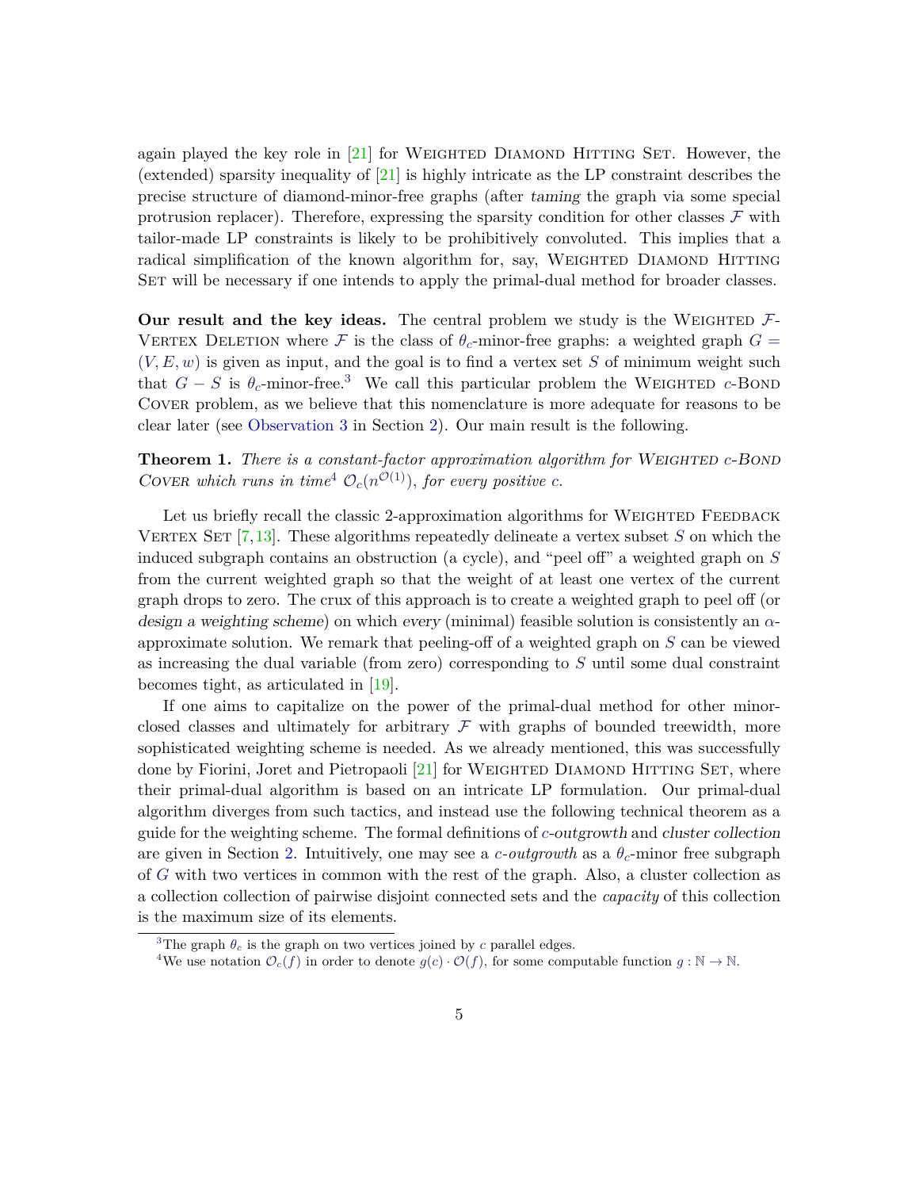again played the key role in [21] for Weighted Diamond Hitting Set. However, the (extended) sparsity inequality of [21] is highly intricate as the LP constraint describes the precise structure of diamond-minor-free graphs (after *taming* the graph via some special protrusion replacer). Therefore, expressing the sparsity condition for other classes $\mathcal{F}$ with tailor-made LP constraints is likely to be prohibitively convoluted. This implies that a radical simplification of the known algorithm for, say, Weighted Diamond Hitting Set will be necessary if one intends to apply the primal-dual method for broader classes.

**Our result and the key ideas.** The central problem we study is the Weighted $\mathcal{F}$-Vertex Deletion where $\mathcal{F}$ is the class of $\theta_c$-minor-free graphs: a weighted graph $G = (V, E, w)$ is given as input, and the goal is to find a vertex set $S$ of minimum weight such that $G - S$ is $\theta_c$-minor-free.[3] We call this particular problem the Weighted $c$-Bond Cover problem, as we believe that this nomenclature is more adequate for reasons to be clear later (see Observation 3 in Section 2). Our main result is the following.

**Theorem 1.** *There is a constant-factor approximation algorithm for Weighted $c$-Bond Cover which runs in time*[4] $\mathcal{O}_c(n^{\mathcal{O}(1)})$*, for every positive $c$.*

Let us briefly recall the classic 2-approximation algorithms for Weighted Feedback Vertex Set [7,13]. These algorithms repeatedly delineate a vertex subset $S$ on which the induced subgraph contains an obstruction (a cycle), and "peel off" a weighted graph on $S$ from the current weighted graph so that the weight of at least one vertex of the current graph drops to zero. The crux of this approach is to create a weighted graph to peel off (or *design a weighting scheme*) on which *every* (minimal) feasible solution is consistently an $\alpha$-approximate solution. We remark that peeling-off of a weighted graph on $S$ can be viewed as increasing the dual variable (from zero) corresponding to $S$ until some dual constraint becomes tight, as articulated in [19].

If one aims to capitalize on the power of the primal-dual method for other minor-closed classes and ultimately for arbitrary $\mathcal{F}$ with graphs of bounded treewidth, more sophisticated weighting scheme is needed. As we already mentioned, this was successfully done by Fiorini, Joret and Pietropaoli [21] for Weighted Diamond Hitting Set, where their primal-dual algorithm is based on an intricate LP formulation. Our primal-dual algorithm diverges from such tactics, and instead use the following technical theorem as a guide for the weighting scheme. The formal definitions of *$c$-outgrowth* and *cluster collection* are given in Section 2. Intuitively, one may see a *$c$-outgrowth* as a $\theta_c$-minor free subgraph of $G$ with two vertices in common with the rest of the graph. Also, a cluster collection as a collection collection of pairwise disjoint connected sets and the *capacity* of this collection is the maximum size of its elements.

---

[3] The graph $\theta_c$ is the graph on two vertices joined by $c$ parallel edges.

[4] We use notation $\mathcal{O}_c(f)$ in order to denote $g(c) \cdot \mathcal{O}(f)$, for some computable function $g : \mathbb{N} \to \mathbb{N}$.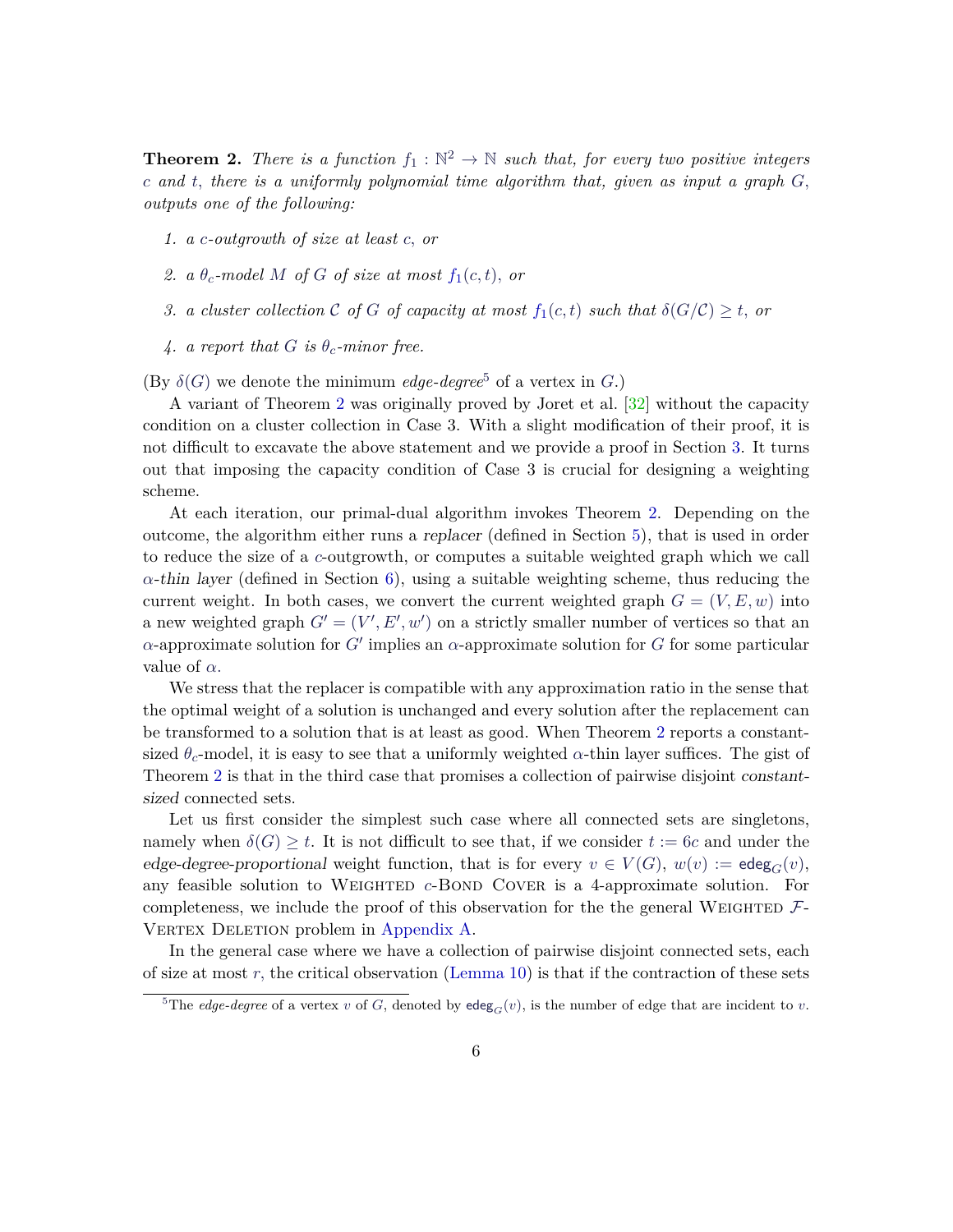**Theorem 2.** *There is a function $f_1 : \mathbb{N}^2 \to \mathbb{N}$ such that, for every two positive integers $c$ and $t$, there is a uniformly polynomial time algorithm that, given as input a graph $G$, outputs one of the following:*

1. *a $c$-outgrowth of size at least $c$, or*
2. *a $\theta_c$-model $M$ of $G$ of size at most $f_1(c, t)$, or*
3. *a cluster collection $\mathcal{C}$ of $G$ of capacity at most $f_1(c, t)$ such that $\delta(G/\mathcal{C}) \geq t$, or*
4. *a report that $G$ is $\theta_c$-minor free.*

(By $\delta(G)$ we denote the minimum *edge-degree*[5] of a vertex in $G$.)

A variant of Theorem 2 was originally proved by Joret et al. [32] without the capacity condition on a cluster collection in Case 3. With a slight modification of their proof, it is not difficult to excavate the above statement and we provide a proof in Section 3. It turns out that imposing the capacity condition of Case 3 is crucial for designing a weighting scheme.

At each iteration, our primal-dual algorithm invokes Theorem 2. Depending on the outcome, the algorithm either runs a *replacer* (defined in Section 5), that is used in order to reduce the size of a $c$-outgrowth, or computes a suitable weighted graph which we call *$\alpha$-thin layer* (defined in Section 6), using a suitable weighting scheme, thus reducing the current weight. In both cases, we convert the current weighted graph $G = (V, E, w)$ into a new weighted graph $G' = (V', E', w')$ on a strictly smaller number of vertices so that an $\alpha$-approximate solution for $G'$ implies an $\alpha$-approximate solution for $G$ for some particular value of $\alpha$.

We stress that the replacer is compatible with any approximation ratio in the sense that the optimal weight of a solution is unchanged and every solution after the replacement can be transformed to a solution that is at least as good. When Theorem 2 reports a constant-sized $\theta_c$-model, it is easy to see that a uniformly weighted $\alpha$-thin layer suffices. The gist of Theorem 2 is that in the third case that promises a collection of pairwise disjoint *constant-sized* connected sets.

Let us first consider the simplest such case where all connected sets are singletons, namely when $\delta(G) \geq t$. It is not difficult to see that, if we consider $t := 6c$ and under the *edge-degree-proportional* weight function, that is for every $v \in V(G)$, $w(v) := \mathsf{edeg}_G(v)$, any feasible solution to Weighted $c$-Bond Cover is a 4-approximate solution. For completeness, we include the proof of this observation for the the general Weighted $\mathcal{F}$-Vertex Deletion problem in Appendix A.

In the general case where we have a collection of pairwise disjoint connected sets, each of size at most $r$, the critical observation (Lemma 10) is that if the contraction of these sets

[5] The *edge-degree* of a vertex $v$ of $G$, denoted by $\mathsf{edeg}_G(v)$, is the number of edge that are incident to $v$.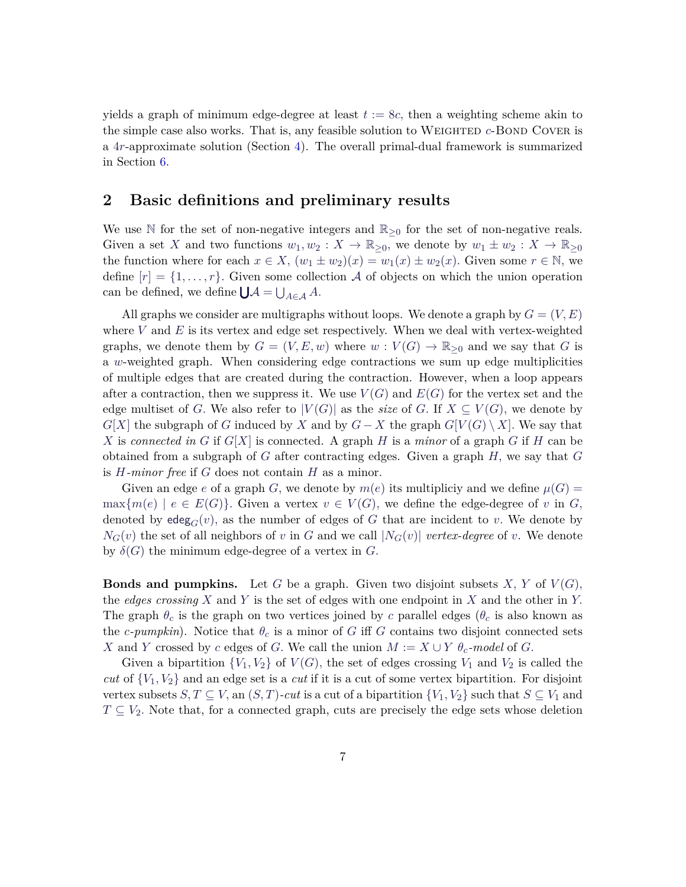yields a graph of minimum edge-degree at least $t := 8c$, then a weighting scheme akin to the simple case also works. That is, any feasible solution to Weighted $c$-Bond Cover is a $4r$-approximate solution (Section 4). The overall primal-dual framework is summarized in Section 6.

## 2 Basic definitions and preliminary results

We use $\mathbb{N}$ for the set of non-negative integers and $\mathbb{R}_{\geq 0}$ for the set of non-negative reals. Given a set $X$ and two functions $w_1, w_2 : X \to \mathbb{R}_{\geq 0}$, we denote by $w_1 \pm w_2 : X \to \mathbb{R}_{\geq 0}$ the function where for each $x \in X$, $(w_1 \pm w_2)(x) = w_1(x) \pm w_2(x)$. Given some $r \in \mathbb{N}$, we define $[r] = \{1, \ldots, r\}$. Given some collection $\mathcal{A}$ of objects on which the union operation can be defined, we define $\bigcup \mathcal{A} = \bigcup_{A \in \mathcal{A}} A$.

All graphs we consider are multigraphs without loops. We denote a graph by $G = (V, E)$ where $V$ and $E$ is its vertex and edge set respectively. When we deal with vertex-weighted graphs, we denote them by $G = (V, E, w)$ where $w : V(G) \to \mathbb{R}_{\geq 0}$ and we say that $G$ is a $w$-weighted graph. When considering edge contractions we sum up edge multiplicities of multiple edges that are created during the contraction. However, when a loop appears after a contraction, then we suppress it. We use $V(G)$ and $E(G)$ for the vertex set and the edge multiset of $G$. We also refer to $|V(G)|$ as the *size* of $G$. If $X \subseteq V(G)$, we denote by $G[X]$ the subgraph of $G$ induced by $X$ and by $G - X$ the graph $G[V(G) \setminus X]$. We say that $X$ is *connected in* $G$ if $G[X]$ is connected. A graph $H$ is a *minor* of a graph $G$ if $H$ can be obtained from a subgraph of $G$ after contracting edges. Given a graph $H$, we say that $G$ is $H$*-minor free* if $G$ does not contain $H$ as a minor.

Given an edge $e$ of a graph $G$, we denote by $m(e)$ its multipliciy and we define $\mu(G) = \max\{m(e) \mid e \in E(G)\}$. Given a vertex $v \in V(G)$, we define the edge-degree of $v$ in $G$, denoted by $\mathsf{edeg}_G(v)$, as the number of edges of $G$ that are incident to $v$. We denote by $N_G(v)$ the set of all neighbors of $v$ in $G$ and we call $|N_G(v)|$ *vertex-degree* of $v$. We denote by $\delta(G)$ the minimum edge-degree of a vertex in $G$.

**Bonds and pumpkins.** Let $G$ be a graph. Given two disjoint subsets $X$, $Y$ of $V(G)$, the *edges crossing* $X$ and $Y$ is the set of edges with one endpoint in $X$ and the other in $Y$. The graph $\theta_c$ is the graph on two vertices joined by $c$ parallel edges ($\theta_c$ is also known as the $c$*-pumpkin*). Notice that $\theta_c$ is a minor of $G$ iff $G$ contains two disjoint connected sets $X$ and $Y$ crossed by $c$ edges of $G$. We call the union $M := X \cup Y$ $\theta_c$*-model* of $G$.

Given a bipartition $\{V_1, V_2\}$ of $V(G)$, the set of edges crossing $V_1$ and $V_2$ is called the *cut* of $\{V_1, V_2\}$ and an edge set is a *cut* if it is a cut of some vertex bipartition. For disjoint vertex subsets $S, T \subseteq V$, an $(S, T)$*-cut* is a cut of a bipartition $\{V_1, V_2\}$ such that $S \subseteq V_1$ and $T \subseteq V_2$. Note that, for a connected graph, cuts are precisely the edge sets whose deletion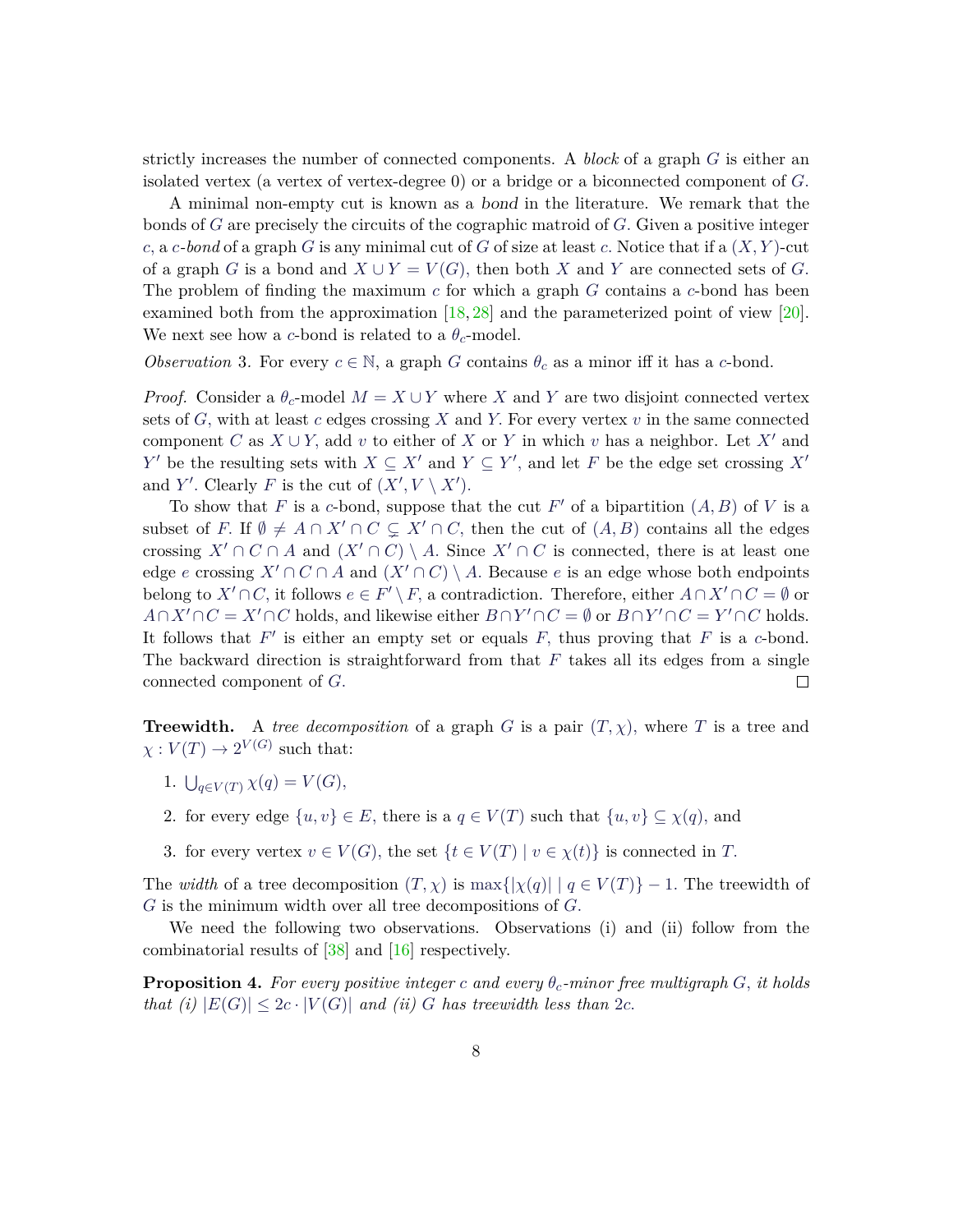strictly increases the number of connected components. A *block* of a graph $G$ is either an isolated vertex (a vertex of vertex-degree 0) or a bridge or a biconnected component of $G$.

A minimal non-empty cut is known as a *bond* in the literature. We remark that the bonds of $G$ are precisely the circuits of the cographic matroid of $G$. Given a positive integer $c$, a $c$-*bond* of a graph $G$ is any minimal cut of $G$ of size at least $c$. Notice that if a $(X, Y)$-cut of a graph $G$ is a bond and $X \cup Y = V(G)$, then both $X$ and $Y$ are connected sets of $G$. The problem of finding the maximum $c$ for which a graph $G$ contains a $c$-bond has been examined both from the approximation [18, 28] and the parameterized point of view [20]. We next see how a $c$-bond is related to a $\theta_c$-model.

*Observation* 3. For every $c \in \mathbb{N}$, a graph $G$ contains $\theta_c$ as a minor iff it has a $c$-bond.

*Proof.* Consider a $\theta_c$-model $M = X \cup Y$ where $X$ and $Y$ are two disjoint connected vertex sets of $G$, with at least $c$ edges crossing $X$ and $Y$. For every vertex $v$ in the same connected component $C$ as $X \cup Y$, add $v$ to either of $X$ or $Y$ in which $v$ has a neighbor. Let $X'$ and $Y'$ be the resulting sets with $X \subseteq X'$ and $Y \subseteq Y'$, and let $F$ be the edge set crossing $X'$ and $Y'$. Clearly $F$ is the cut of $(X', V \setminus X')$.

To show that $F$ is a $c$-bond, suppose that the cut $F'$ of a bipartition $(A, B)$ of $V$ is a subset of $F$. If $\emptyset \neq A \cap X' \cap C \subsetneq X' \cap C$, then the cut of $(A, B)$ contains all the edges crossing $X' \cap C \cap A$ and $(X' \cap C) \setminus A$. Since $X' \cap C$ is connected, there is at least one edge $e$ crossing $X' \cap C \cap A$ and $(X' \cap C) \setminus A$. Because $e$ is an edge whose both endpoints belong to $X' \cap C$, it follows $e \in F' \setminus F$, a contradiction. Therefore, either $A \cap X' \cap C = \emptyset$ or $A \cap X' \cap C = X' \cap C$ holds, and likewise either $B \cap Y' \cap C = \emptyset$ or $B \cap Y' \cap C = Y' \cap C$ holds. It follows that $F'$ is either an empty set or equals $F$, thus proving that $F$ is a $c$-bond. The backward direction is straightforward from that $F$ takes all its edges from a single connected component of $G$. $\square$

**Treewidth.** A *tree decomposition* of a graph $G$ is a pair $(T, \chi)$, where $T$ is a tree and $\chi : V(T) \to 2^{V(G)}$ such that:

1. $\bigcup_{q \in V(T)} \chi(q) = V(G)$,
2. for every edge $\{u, v\} \in E$, there is a $q \in V(T)$ such that $\{u, v\} \subseteq \chi(q)$, and
3. for every vertex $v \in V(G)$, the set $\{t \in V(T) \mid v \in \chi(t)\}$ is connected in $T$.

The *width* of a tree decomposition $(T, \chi)$ is $\max\{|\chi(q)| \mid q \in V(T)\} - 1$. The treewidth of $G$ is the minimum width over all tree decompositions of $G$.

We need the following two observations. Observations (i) and (ii) follow from the combinatorial results of [38] and [16] respectively.

**Proposition 4.** *For every positive integer $c$ and every $\theta_c$-minor free multigraph $G$, it holds that (i) $|E(G)| \leq 2c \cdot |V(G)|$ and (ii) $G$ has treewidth less than $2c$.*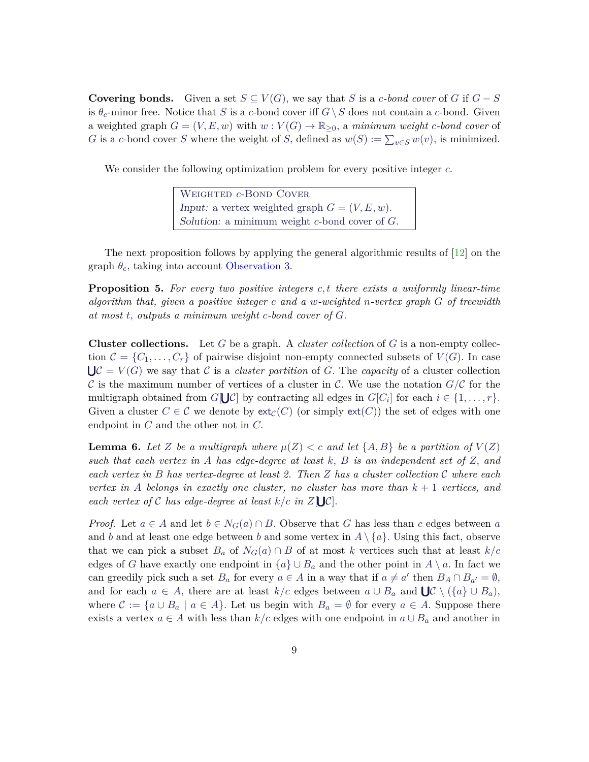**Covering bonds.** Given a set $S \subseteq V(G)$, we say that $S$ is a *$c$-bond cover* of $G$ if $G - S$ is $\theta_c$-minor free. Notice that $S$ is a $c$-bond cover iff $G \setminus S$ does not contain a $c$-bond. Given a weighted graph $G = (V, E, w)$ with $w : V(G) \to \mathbb{R}_{\geq 0}$, a *minimum weight $c$-bond cover* of $G$ is a $c$-bond cover $S$ where the weight of $S$, defined as $w(S) := \sum_{v \in S} w(v)$, is minimized.

We consider the following optimization problem for every positive integer $c$.

> Weighted $c$-Bond Cover
> *Input:* a vertex weighted graph $G = (V, E, w)$.
> *Solution:* a minimum weight $c$-bond cover of $G$.

The next proposition follows by applying the general algorithmic results of [12] on the graph $\theta_c$, taking into account Observation 3.

**Proposition 5.** *For every two positive integers $c, t$ there exists a uniformly linear-time algorithm that, given a positive integer $c$ and a $w$-weighted $n$-vertex graph $G$ of treewidth at most $t$, outputs a minimum weight $c$-bond cover of $G$.*

**Cluster collections.** Let $G$ be a graph. A *cluster collection* of $G$ is a non-empty collection $\mathcal{C} = \{C_1, \ldots, C_r\}$ of pairwise disjoint non-empty connected subsets of $V(G)$. In case $\bigcup \mathcal{C} = V(G)$ we say that $\mathcal{C}$ is a *cluster partition* of $G$. The *capacity* of a cluster collection $\mathcal{C}$ is the maximum number of vertices of a cluster in $\mathcal{C}$. We use the notation $G/\mathcal{C}$ for the multigraph obtained from $G[\bigcup \mathcal{C}]$ by contracting all edges in $G[C_i]$ for each $i \in \{1, \ldots, r\}$. Given a cluster $C \in \mathcal{C}$ we denote by $\mathsf{ext}_{\mathcal{C}}(C)$ (or simply $\mathsf{ext}(C)$) the set of edges with one endpoint in $C$ and the other not in $C$.

**Lemma 6.** *Let $Z$ be a multigraph where $\mu(Z) < c$ and let $\{A, B\}$ be a partition of $V(Z)$ such that each vertex in $A$ has edge-degree at least $k$, $B$ is an independent set of $Z$, and each vertex in $B$ has vertex-degree at least 2. Then $Z$ has a cluster collection $\mathcal{C}$ where each vertex in $A$ belongs in exactly one cluster, no cluster has more than $k + 1$ vertices, and each vertex of $\mathcal{C}$ has edge-degree at least $k/c$ in $Z[\bigcup \mathcal{C}]$.*

*Proof.* Let $a \in A$ and let $b \in N_G(a) \cap B$. Observe that $G$ has less than $c$ edges between $a$ and $b$ and at least one edge between $b$ and some vertex in $A \setminus \{a\}$. Using this fact, observe that we can pick a subset $B_a$ of $N_G(a) \cap B$ of at most $k$ vertices such that at least $k/c$ edges of $G$ have exactly one endpoint in $\{a\} \cup B_a$ and the other point in $A \setminus a$. In fact we can greedily pick such a set $B_a$ for every $a \in A$ in a way that if $a \neq a'$ then $B_A \cap B_{a'} = \emptyset$, and for each $a \in A$, there are at least $k/c$ edges between $a \cup B_a$ and $\bigcup \mathcal{C} \setminus (\{a\} \cup B_a)$, where $\mathcal{C} := \{a \cup B_a \mid a \in A\}$. Let us begin with $B_a = \emptyset$ for every $a \in A$. Suppose there exists a vertex $a \in A$ with less than $k/c$ edges with one endpoint in $a \cup B_a$ and another in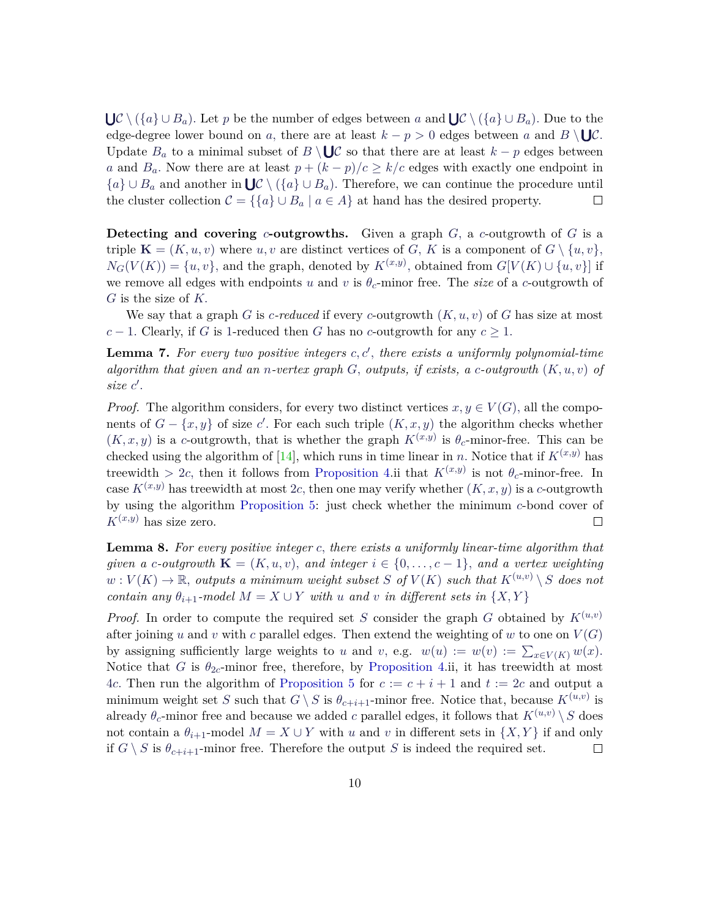$\bigcup\mathcal{C} \setminus (\{a\} \cup B_a)$. Let $p$ be the number of edges between $a$ and $\bigcup\mathcal{C} \setminus (\{a\} \cup B_a)$. Due to the edge-degree lower bound on $a$, there are at least $k - p > 0$ edges between $a$ and $B \setminus \bigcup\mathcal{C}$. Update $B_a$ to a minimal subset of $B \setminus \bigcup\mathcal{C}$ so that there are at least $k - p$ edges between $a$ and $B_a$. Now there are at least $p + (k - p)/c \geq k/c$ edges with exactly one endpoint in $\{a\} \cup B_a$ and another in $\bigcup\mathcal{C} \setminus (\{a\} \cup B_a)$. Therefore, we can continue the procedure until the cluster collection $\mathcal{C} = \{\{a\} \cup B_a \mid a \in A\}$ at hand has the desired property. ◻

**Detecting and covering $c$-outgrowths.** Given a graph $G$, a $c$-outgrowth of $G$ is a triple $\mathbf{K} = (K, u, v)$ where $u, v$ are distinct vertices of $G$, $K$ is a component of $G \setminus \{u, v\}$, $N_G(V(K)) = \{u, v\}$, and the graph, denoted by $K^{(x,y)}$, obtained from $G[V(K) \cup \{u, v\}]$ if we remove all edges with endpoints $u$ and $v$ is $\theta_c$-minor free. The *size* of a $c$-outgrowth of $G$ is the size of $K$.

We say that a graph $G$ is *$c$-reduced* if every $c$-outgrowth $(K, u, v)$ of $G$ has size at most $c - 1$. Clearly, if $G$ is 1-reduced then $G$ has no $c$-outgrowth for any $c \geq 1$.

**Lemma 7.** *For every two positive integers $c, c'$, there exists a uniformly polynomial-time algorithm that given and an $n$-vertex graph $G$, outputs, if exists, a $c$-outgrowth $(K, u, v)$ of size $c'$.*

*Proof.* The algorithm considers, for every two distinct vertices $x, y \in V(G)$, all the components of $G - \{x, y\}$ of size $c'$. For each such triple $(K, x, y)$ the algorithm checks whether $(K, x, y)$ is a $c$-outgrowth, that is whether the graph $K^{(x,y)}$ is $\theta_c$-minor-free. This can be checked using the algorithm of [14], which runs in time linear in $n$. Notice that if $K^{(x,y)}$ has treewidth $> 2c$, then it follows from Proposition 4.ii that $K^{(x,y)}$ is not $\theta_c$-minor-free. In case $K^{(x,y)}$ has treewidth at most $2c$, then one may verify whether $(K, x, y)$ is a $c$-outgrowth by using the algorithm Proposition 5: just check whether the minimum $c$-bond cover of $K^{(x,y)}$ has size zero. ◻

**Lemma 8.** *For every positive integer $c$, there exists a uniformly linear-time algorithm that given a $c$-outgrowth $\mathbf{K} = (K, u, v)$, and integer $i \in \{0, \ldots, c-1\}$, and a vertex weighting $w : V(K) \to \mathbb{R}$, outputs a minimum weight subset $S$ of $V(K)$ such that $K^{(u,v)} \setminus S$ does not contain any $\theta_{i+1}$-model $M = X \cup Y$ with $u$ and $v$ in different sets in $\{X, Y\}$*

*Proof.* In order to compute the required set $S$ consider the graph $G$ obtained by $K^{(u,v)}$ after joining $u$ and $v$ with $c$ parallel edges. Then extend the weighting of $w$ to one on $V(G)$ by assigning sufficiently large weights to $u$ and $v$, e.g. $w(u) := w(v) := \sum_{x \in V(K)} w(x)$. Notice that $G$ is $\theta_{2c}$-minor free, therefore, by Proposition 4.ii, it has treewidth at most $4c$. Then run the algorithm of Proposition 5 for $c := c + i + 1$ and $t := 2c$ and output a minimum weight set $S$ such that $G \setminus S$ is $\theta_{c+i+1}$-minor free. Notice that, because $K^{(u,v)}$ is already $\theta_c$-minor free and because we added $c$ parallel edges, it follows that $K^{(u,v)} \setminus S$ does not contain a $\theta_{i+1}$-model $M = X \cup Y$ with $u$ and $v$ in different sets in $\{X, Y\}$ if and only if $G \setminus S$ is $\theta_{c+i+1}$-minor free. Therefore the output $S$ is indeed the required set. ◻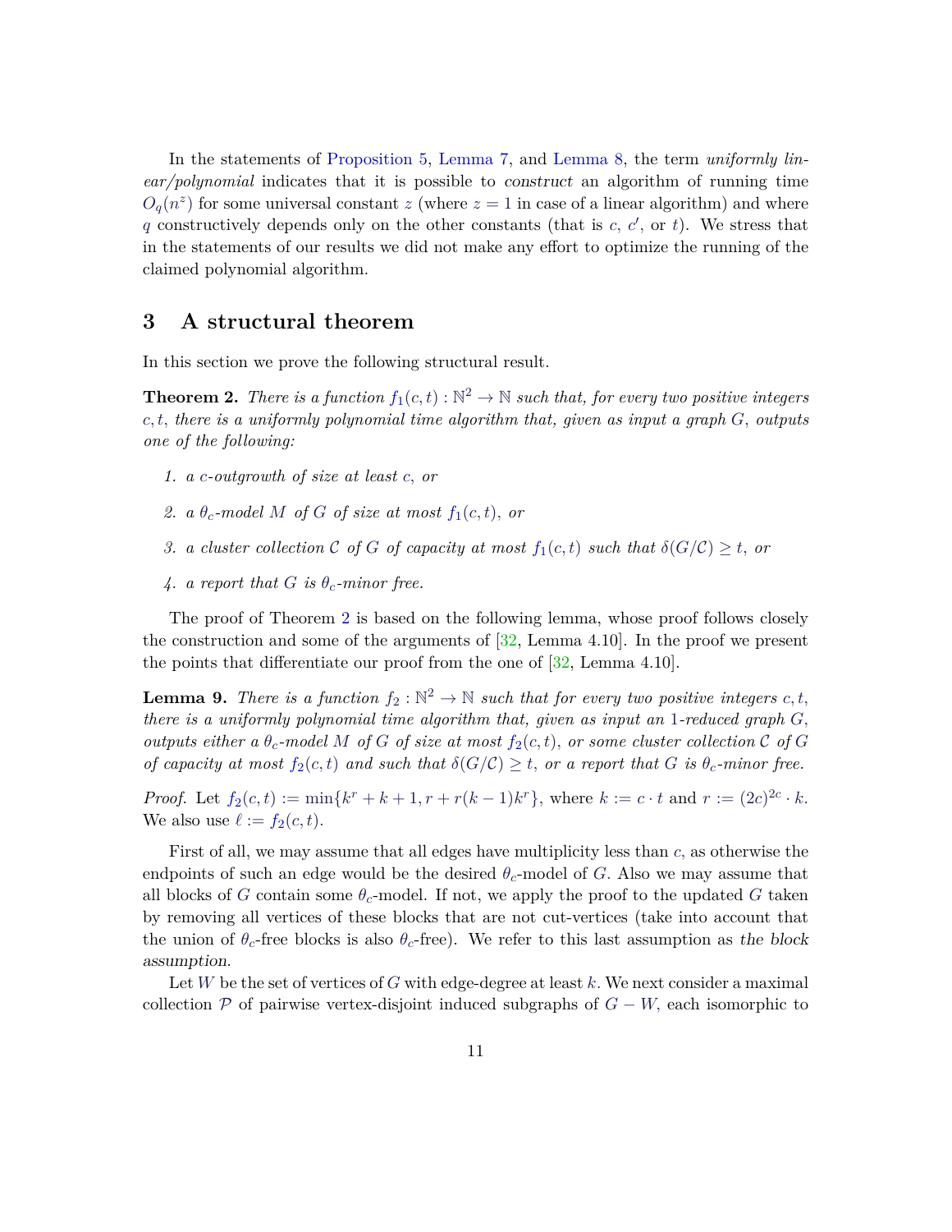In the statements of Proposition 5, Lemma 7, and Lemma 8, the term *uniformly linear/polynomial* indicates that it is possible to *construct* an algorithm of running time $O_q(n^z)$ for some universal constant $z$ (where $z = 1$ in case of a linear algorithm) and where $q$ constructively depends only on the other constants (that is $c$, $c'$, or $t$). We stress that in the statements of our results we did not make any effort to optimize the running of the claimed polynomial algorithm.

## 3 A structural theorem

In this section we prove the following structural result.

**Theorem 2.** *There is a function $f_1(c,t) : \mathbb{N}^2 \to \mathbb{N}$ such that, for every two positive integers $c, t$, there is a uniformly polynomial time algorithm that, given as input a graph $G$, outputs one of the following:*

1. *a $c$-outgrowth of size at least $c$, or*
2. *a $\theta_c$-model $M$ of $G$ of size at most $f_1(c,t)$, or*
3. *a cluster collection $\mathcal{C}$ of $G$ of capacity at most $f_1(c,t)$ such that $\delta(G/\mathcal{C}) \geq t$, or*
4. *a report that $G$ is $\theta_c$-minor free.*

The proof of Theorem 2 is based on the following lemma, whose proof follows closely the construction and some of the arguments of [32, Lemma 4.10]. In the proof we present the points that differentiate our proof from the one of [32, Lemma 4.10].

**Lemma 9.** *There is a function $f_2 : \mathbb{N}^2 \to \mathbb{N}$ such that for every two positive integers $c, t$, there is a uniformly polynomial time algorithm that, given as input an 1-reduced graph $G$, outputs either a $\theta_c$-model $M$ of $G$ of size at most $f_2(c,t)$, or some cluster collection $\mathcal{C}$ of $G$ of capacity at most $f_2(c,t)$ and such that $\delta(G/\mathcal{C}) \geq t$, or a report that $G$ is $\theta_c$-minor free.*

*Proof.* Let $f_2(c,t) := \min\{k^r + k + 1, r + r(k-1)k^r\}$, where $k := c \cdot t$ and $r := (2c)^{2c} \cdot k$. We also use $\ell := f_2(c,t)$.

First of all, we may assume that all edges have multiplicity less than $c$, as otherwise the endpoints of such an edge would be the desired $\theta_c$-model of $G$. Also we may assume that all blocks of $G$ contain some $\theta_c$-model. If not, we apply the proof to the updated $G$ taken by removing all vertices of these blocks that are not cut-vertices (take into account that the union of $\theta_c$-free blocks is also $\theta_c$-free). We refer to this last assumption as *the block assumption*.

Let $W$ be the set of vertices of $G$ with edge-degree at least $k$. We next consider a maximal collection $\mathcal{P}$ of pairwise vertex-disjoint induced subgraphs of $G - W$, each isomorphic to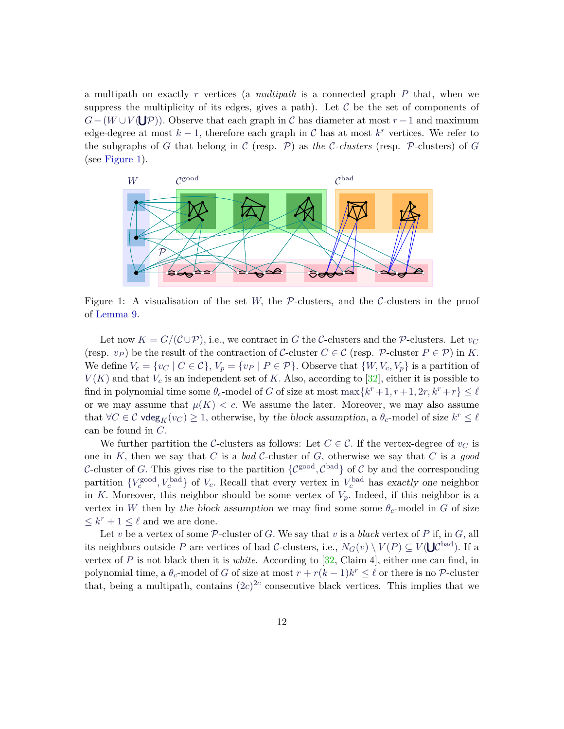a multipath on exactly $r$ vertices (a *multipath* is a connected graph $P$ that, when we suppress the multiplicity of its edges, gives a path). Let $\mathcal{C}$ be the set of components of $G - (W \cup V(\bigcup \mathcal{P}))$. Observe that each graph in $\mathcal{C}$ has diameter at most $r-1$ and maximum edge-degree at most $k-1$, therefore each graph in $\mathcal{C}$ has at most $k^r$ vertices. We refer to the subgraphs of $G$ that belong in $\mathcal{C}$ (resp. $\mathcal{P}$) as *the $\mathcal{C}$-clusters* (resp. $\mathcal{P}$-clusters) of $G$ (see Figure 1).

Figure 1: A visualisation of the set $W$, the $\mathcal{P}$-clusters, and the $\mathcal{C}$-clusters in the proof of Lemma 9.

Let now $K = G/(\mathcal{C} \cup \mathcal{P})$, i.e., we contract in $G$ the $\mathcal{C}$-clusters and the $\mathcal{P}$-clusters. Let $v_C$ (resp. $v_P$) be the result of the contraction of $\mathcal{C}$-cluster $C \in \mathcal{C}$ (resp. $\mathcal{P}$-cluster $P \in \mathcal{P}$) in $K$. We define $V_c = \{v_C \mid C \in \mathcal{C}\}$, $V_p = \{v_P \mid P \in \mathcal{P}\}$. Observe that $\{W, V_c, V_p\}$ is a partition of $V(K)$ and that $V_c$ is an independent set of $K$. Also, according to [32], either it is possible to find in polynomial time some $\theta_c$-model of $G$ of size at most $\max\{k^r+1, r+1, 2r, k^r+r\} \leq \ell$ or we may assume that $\mu(K) < c$. We assume the later. Moreover, we may also assume that $\forall C \in \mathcal{C}$ $\mathsf{vdeg}_K(v_C) \geq 1$, otherwise, by *the block assumption*, a $\theta_c$-model of size $k^r \leq \ell$ can be found in $C$.

We further partition the $\mathcal{C}$-clusters as follows: Let $C \in \mathcal{C}$. If the vertex-degree of $v_C$ is one in $K$, then we say that $C$ is a *bad* $\mathcal{C}$-cluster of $G$, otherwise we say that $C$ is a *good* $\mathcal{C}$-cluster of $G$. This gives rise to the partition $\{\mathcal{C}^{\text{good}}, \mathcal{C}^{\text{bad}}\}$ of $\mathcal{C}$ by and the corresponding partition $\{V_c^{\text{good}}, V_c^{\text{bad}}\}$ of $V_c$. Recall that every vertex in $V_c^{\text{bad}}$ has *exactly one* neighbor in $K$. Moreover, this neighbor should be some vertex of $V_p$. Indeed, if this neighbor is a vertex in $W$ then by *the block assumption* we may find some some $\theta_c$-model in $G$ of size $\leq k^r + 1 \leq \ell$ and we are done.

Let $v$ be a vertex of some $\mathcal{P}$-cluster of $G$. We say that $v$ is a *black* vertex of $P$ if, in $G$, all its neighbors outside $P$ are vertices of bad $\mathcal{C}$-clusters, i.e., $N_G(v) \setminus V(P) \subseteq V(\bigcup \mathcal{C}^{\text{bad}})$. If a vertex of $P$ is not black then it is *white*. According to [32, Claim 4], either one can find, in polynomial time, a $\theta_c$-model of $G$ of size at most $r + r(k-1)k^r \leq \ell$ or there is no $\mathcal{P}$-cluster that, being a multipath, contains $(2c)^{2c}$ consecutive black vertices. This implies that we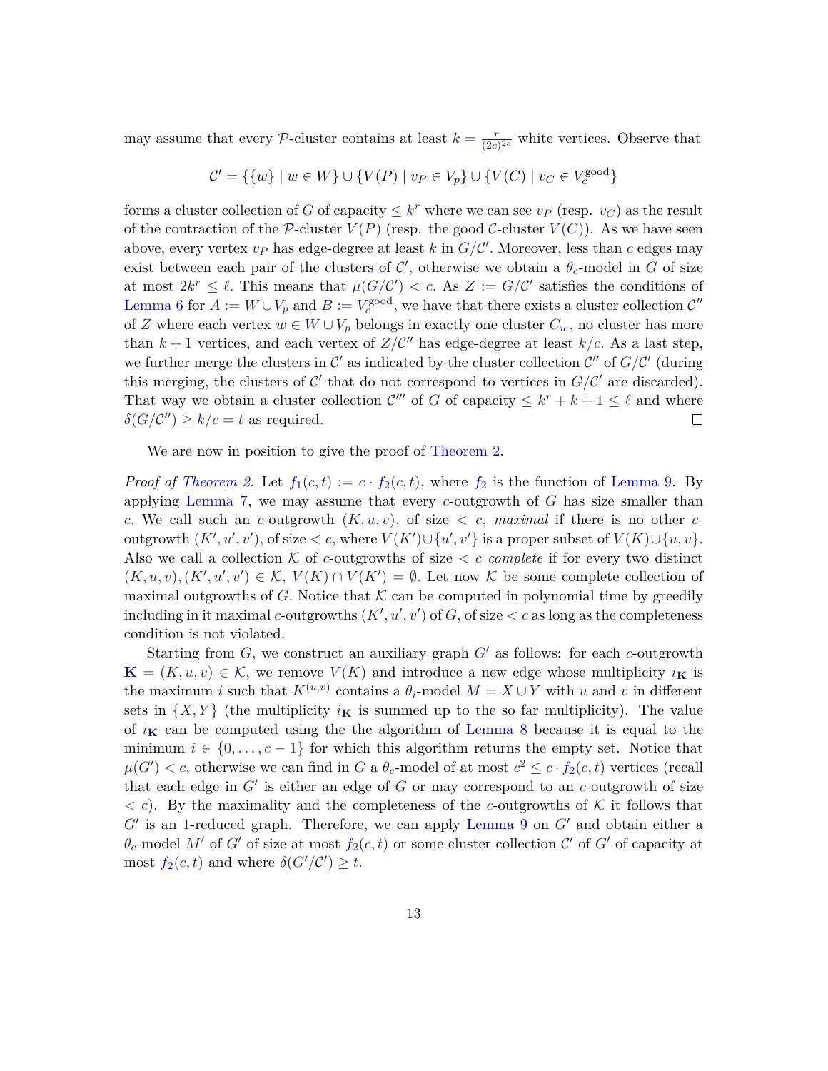may assume that every $\mathcal{P}$-cluster contains at least $k = \frac{r}{(2c)^{2c}}$ white vertices. Observe that

$$\mathcal{C}' = \{\{w\} \mid w \in W\} \cup \{V(P) \mid v_P \in V_p\} \cup \{V(C) \mid v_C \in V_c^{\text{good}}\}$$

forms a cluster collection of $G$ of capacity $\leq k^r$ where we can see $v_P$ (resp. $v_C$) as the result of the contraction of the $\mathcal{P}$-cluster $V(P)$ (resp. the good $\mathcal{C}$-cluster $V(C)$). As we have seen above, every vertex $v_P$ has edge-degree at least $k$ in $G/\mathcal{C}'$. Moreover, less than $c$ edges may exist between each pair of the clusters of $\mathcal{C}'$, otherwise we obtain a $\theta_c$-model in $G$ of size at most $2k^r \leq \ell$. This means that $\mu(G/\mathcal{C}') < c$. As $Z := G/\mathcal{C}'$ satisfies the conditions of Lemma 6 for $A := W \cup V_p$ and $B := V_c^{\text{good}}$, we have that there exists a cluster collection $\mathcal{C}''$ of $Z$ where each vertex $w \in W \cup V_p$ belongs in exactly one cluster $C_w$, no cluster has more than $k+1$ vertices, and each vertex of $Z/\mathcal{C}''$ has edge-degree at least $k/c$. As a last step, we further merge the clusters in $\mathcal{C}'$ as indicated by the cluster collection $\mathcal{C}''$ of $G/\mathcal{C}'$ (during this merging, the clusters of $\mathcal{C}'$ that do not correspond to vertices in $G/\mathcal{C}'$ are discarded). That way we obtain a cluster collection $\mathcal{C}'''$ of $G$ of capacity $\leq k^r + k + 1 \leq \ell$ and where $\delta(G/\mathcal{C}'') \geq k/c = t$ as required. ◻

We are now in position to give the proof of Theorem 2.

*Proof of Theorem 2.* Let $f_1(c,t) := c \cdot f_2(c,t)$, where $f_2$ is the function of Lemma 9. By applying Lemma 7, we may assume that every $c$-outgrowth of $G$ has size smaller than $c$. We call such an $c$-outgrowth $(K,u,v)$, of size $< c$, *maximal* if there is no other $c$-outgrowth $(K',u',v')$, of size $< c$, where $V(K') \cup \{u',v'\}$ is a proper subset of $V(K) \cup \{u,v\}$. Also we call a collection $\mathcal{K}$ of $c$-outgrowths of size $< c$ *complete* if for every two distinct $(K,u,v), (K',u',v') \in \mathcal{K}$, $V(K) \cap V(K') = \emptyset$. Let now $\mathcal{K}$ be some complete collection of maximal outgrowths of $G$. Notice that $\mathcal{K}$ can be computed in polynomial time by greedily including in it maximal $c$-outgrowths $(K',u',v')$ of $G$, of size $< c$ as long as the completeness condition is not violated.

Starting from $G$, we construct an auxiliary graph $G'$ as follows: for each $c$-outgrowth $\mathbf{K} = (K,u,v) \in \mathcal{K}$, we remove $V(K)$ and introduce a new edge whose multiplicity $i_{\mathbf{K}}$ is the maximum $i$ such that $K^{(u,v)}$ contains a $\theta_i$-model $M = X \cup Y$ with $u$ and $v$ in different sets in $\{X,Y\}$ (the multiplicity $i_{\mathbf{K}}$ is summed up to the so far multiplicity). The value of $i_{\mathbf{K}}$ can be computed using the the algorithm of Lemma 8 because it is equal to the minimum $i \in \{0,\ldots,c-1\}$ for which this algorithm returns the empty set. Notice that $\mu(G') < c$, otherwise we can find in $G$ a $\theta_c$-model of at most $c^2 \leq c \cdot f_2(c,t)$ vertices (recall that each edge in $G'$ is either an edge of $G$ or may correspond to an $c$-outgrowth of size $< c$). By the maximality and the completeness of the $c$-outgrowths of $\mathcal{K}$ it follows that $G'$ is an 1-reduced graph. Therefore, we can apply Lemma 9 on $G'$ and obtain either a $\theta_c$-model $M'$ of $G'$ of size at most $f_2(c,t)$ or some cluster collection $\mathcal{C}'$ of $G'$ of capacity at most $f_2(c,t)$ and where $\delta(G'/\mathcal{C}') \geq t$.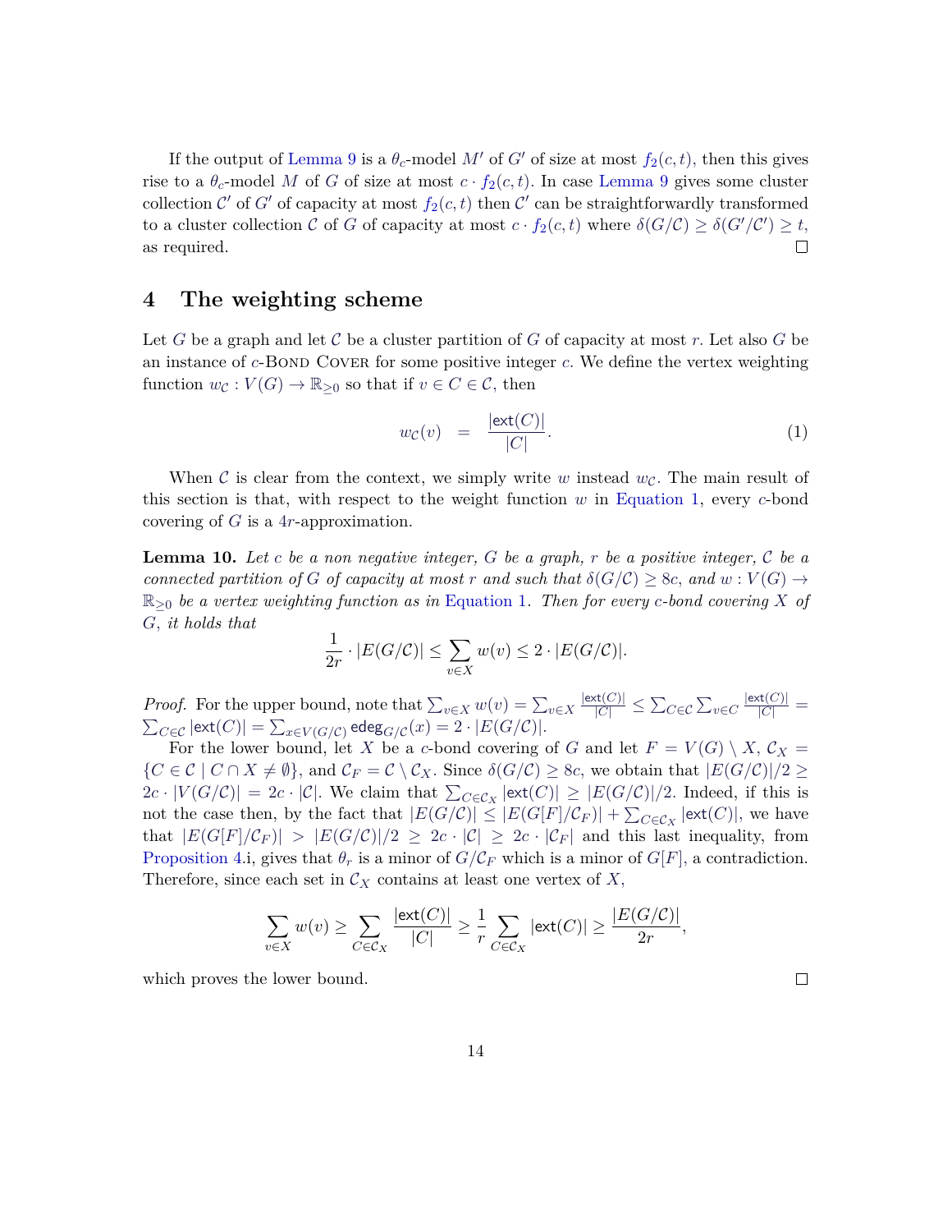If the output of Lemma 9 is a $\theta_c$-model $M'$ of $G'$ of size at most $f_2(c,t)$, then this gives rise to a $\theta_c$-model $M$ of $G$ of size at most $c \cdot f_2(c,t)$. In case Lemma 9 gives some cluster collection $\mathcal{C}'$ of $G'$ of capacity at most $f_2(c,t)$ then $\mathcal{C}'$ can be straightforwardly transformed to a cluster collection $\mathcal{C}$ of $G$ of capacity at most $c \cdot f_2(c,t)$ where $\delta(G/\mathcal{C}) \geq \delta(G'/\mathcal{C}') \geq t$, as required. □

# 4 The weighting scheme

Let $G$ be a graph and let $\mathcal{C}$ be a cluster partition of $G$ of capacity at most $r$. Let also $G$ be an instance of $c$-Bond Cover for some positive integer $c$. We define the vertex weighting function $w_{\mathcal{C}} : V(G) \to \mathbb{R}_{\geq 0}$ so that if $v \in C \in \mathcal{C}$, then

$$w_{\mathcal{C}}(v) \quad = \quad \frac{|\mathsf{ext}(C)|}{|C|}. \tag{1}$$

When $\mathcal{C}$ is clear from the context, we simply write $w$ instead $w_{\mathcal{C}}$. The main result of this section is that, with respect to the weight function $w$ in Equation 1, every $c$-bond covering of $G$ is a $4r$-approximation.

**Lemma 10.** *Let $c$ be a non negative integer, $G$ be a graph, $r$ be a positive integer, $\mathcal{C}$ be a connected partition of $G$ of capacity at most $r$ and such that $\delta(G/\mathcal{C}) \geq 8c$, and $w : V(G) \to \mathbb{R}_{\geq 0}$ be a vertex weighting function as in Equation 1. Then for every $c$-bond covering $X$ of $G$, it holds that*

$$\frac{1}{2r} \cdot |E(G/\mathcal{C})| \leq \sum_{v \in X} w(v) \leq 2 \cdot |E(G/\mathcal{C})|.$$

*Proof.* For the upper bound, note that $\sum_{v \in X} w(v) = \sum_{v \in X} \frac{|\mathsf{ext}(C)|}{|C|} \leq \sum_{C \in \mathcal{C}} \sum_{v \in C} \frac{|\mathsf{ext}(C)|}{|C|} = \sum_{C \in \mathcal{C}} |\mathsf{ext}(C)| = \sum_{x \in V(G/\mathcal{C})} \mathsf{edeg}_{G/\mathcal{C}}(x) = 2 \cdot |E(G/\mathcal{C})|$.

For the lower bound, let $X$ be a $c$-bond covering of $G$ and let $F = V(G) \setminus X$, $\mathcal{C}_X = \{C \in \mathcal{C} \mid C \cap X \neq \emptyset\}$, and $\mathcal{C}_F = \mathcal{C} \setminus \mathcal{C}_X$. Since $\delta(G/\mathcal{C}) \geq 8c$, we obtain that $|E(G/\mathcal{C})|/2 \geq 2c \cdot |V(G/\mathcal{C})| = 2c \cdot |\mathcal{C}|$. We claim that $\sum_{C \in \mathcal{C}_X} |\mathsf{ext}(C)| \geq |E(G/\mathcal{C})|/2$. Indeed, if this is not the case then, by the fact that $|E(G/\mathcal{C})| \leq |E(G[F]/\mathcal{C}_F)| + \sum_{C \in \mathcal{C}_X} |\mathsf{ext}(C)|$, we have that $|E(G[F]/\mathcal{C}_F)| > |E(G/\mathcal{C})|/2 \geq 2c \cdot |\mathcal{C}| \geq 2c \cdot |\mathcal{C}_F|$ and this last inequality, from Proposition 4.i, gives that $\theta_r$ is a minor of $G/\mathcal{C}_F$ which is a minor of $G[F]$, a contradiction. Therefore, since each set in $\mathcal{C}_X$ contains at least one vertex of $X$,

$$\sum_{v \in X} w(v) \geq \sum_{C \in \mathcal{C}_X} \frac{|\mathsf{ext}(C)|}{|C|} \geq \frac{1}{r} \sum_{C \in \mathcal{C}_X} |\mathsf{ext}(C)| \geq \frac{|E(G/\mathcal{C})|}{2r},$$

which proves the lower bound. □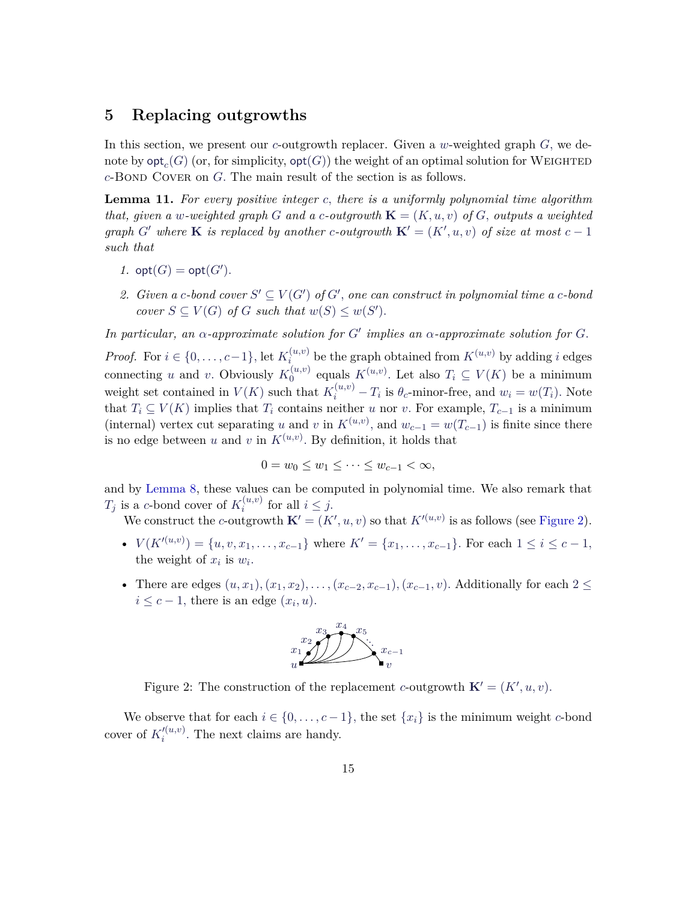## 5 Replacing outgrowths

In this section, we present our $c$-outgrowth replacer. Given a $w$-weighted graph $G$, we denote by $\mathsf{opt}_c(G)$ (or, for simplicity, $\mathsf{opt}(G)$) the weight of an optimal solution for Weighted $c$-Bond Cover on $G$. The main result of the section is as follows.

**Lemma 11.** *For every positive integer $c$, there is a uniformly polynomial time algorithm that, given a $w$-weighted graph $G$ and a $c$-outgrowth $\mathbf{K} = (K, u, v)$ of $G$, outputs a weighted graph $G'$ where $\mathbf{K}$ is replaced by another $c$-outgrowth $\mathbf{K}' = (K', u, v)$ of size at most $c - 1$ such that*

1. *$\mathsf{opt}(G) = \mathsf{opt}(G')$.*
2. *Given a $c$-bond cover $S' \subseteq V(G')$ of $G'$, one can construct in polynomial time a $c$-bond cover $S \subseteq V(G)$ of $G$ such that $w(S) \leq w(S')$.*

*In particular, an $\alpha$-approximate solution for $G'$ implies an $\alpha$-approximate solution for $G$.*

*Proof.* For $i \in \{0, \ldots, c-1\}$, let $K_i^{(u,v)}$ be the graph obtained from $K^{(u,v)}$ by adding $i$ edges connecting $u$ and $v$. Obviously $K_0^{(u,v)}$ equals $K^{(u,v)}$. Let also $T_i \subseteq V(K)$ be a minimum weight set contained in $V(K)$ such that $K_i^{(u,v)} - T_i$ is $\theta_c$-minor-free, and $w_i = w(T_i)$. Note that $T_i \subseteq V(K)$ implies that $T_i$ contains neither $u$ nor $v$. For example, $T_{c-1}$ is a minimum (internal) vertex cut separating $u$ and $v$ in $K^{(u,v)}$, and $w_{c-1} = w(T_{c-1})$ is finite since there is no edge between $u$ and $v$ in $K^{(u,v)}$. By definition, it holds that

$$0 = w_0 \leq w_1 \leq \cdots \leq w_{c-1} < \infty,$$

and by Lemma 8, these values can be computed in polynomial time. We also remark that $T_j$ is a $c$-bond cover of $K_i^{(u,v)}$ for all $i \leq j$.

We construct the $c$-outgrowth $\mathbf{K}' = (K', u, v)$ so that $K'^{(u,v)}$ is as follows (see Figure 2).

- $V(K'^{(u,v)}) = \{u, v, x_1, \ldots, x_{c-1}\}$ where $K' = \{x_1, \ldots, x_{c-1}\}$. For each $1 \leq i \leq c-1$, the weight of $x_i$ is $w_i$.
- There are edges $(u, x_1), (x_1, x_2), \ldots, (x_{c-2}, x_{c-1}), (x_{c-1}, v)$. Additionally for each $2 \leq i \leq c-1$, there is an edge $(x_i, u)$.

Figure 2: The construction of the replacement $c$-outgrowth $\mathbf{K}' = (K', u, v)$.

We observe that for each $i \in \{0, \ldots, c-1\}$, the set $\{x_i\}$ is the minimum weight $c$-bond cover of $K_i'^{(u,v)}$. The next claims are handy.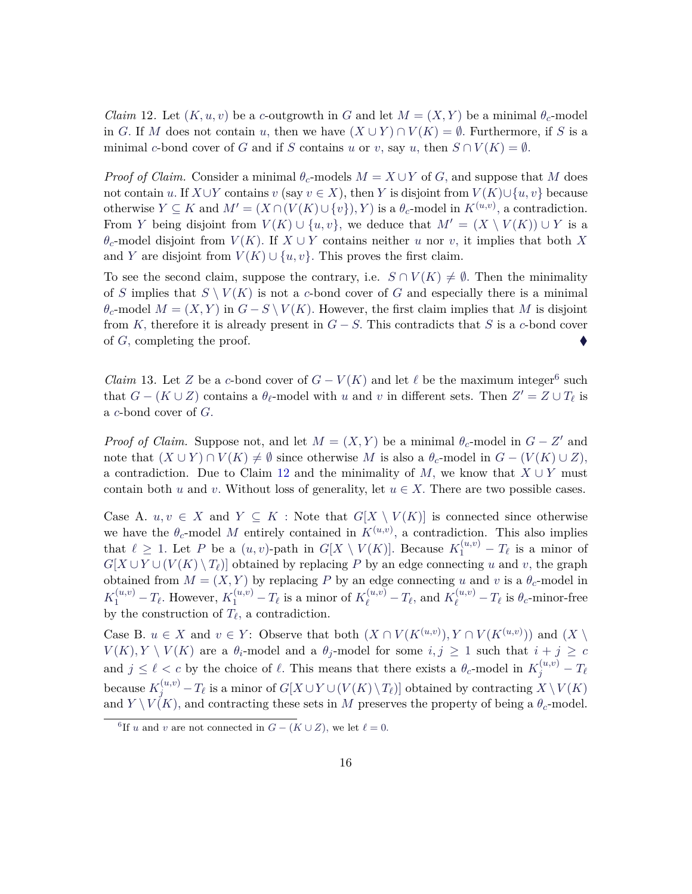*Claim* 12. Let $(K, u, v)$ be a $c$-outgrowth in $G$ and let $M = (X, Y)$ be a minimal $\theta_c$-model in $G$. If $M$ does not contain $u$, then we have $(X \cup Y) \cap V(K) = \emptyset$. Furthermore, if $S$ is a minimal $c$-bond cover of $G$ and if $S$ contains $u$ or $v$, say $u$, then $S \cap V(K) = \emptyset$.

*Proof of Claim.* Consider a minimal $\theta_c$-models $M = X \cup Y$ of $G$, and suppose that $M$ does not contain $u$. If $X \cup Y$ contains $v$ (say $v \in X$), then $Y$ is disjoint from $V(K) \cup \{u, v\}$ because otherwise $Y \subseteq K$ and $M' = (X \cap (V(K) \cup \{v\}), Y)$ is a $\theta_c$-model in $K^{(u,v)}$, a contradiction. From $Y$ being disjoint from $V(K) \cup \{u, v\}$, we deduce that $M' = (X \setminus V(K)) \cup Y$ is a $\theta_c$-model disjoint from $V(K)$. If $X \cup Y$ contains neither $u$ nor $v$, it implies that both $X$ and $Y$ are disjoint from $V(K) \cup \{u, v\}$. This proves the first claim.

To see the second claim, suppose the contrary, i.e. $S \cap V(K) \neq \emptyset$. Then the minimality of $S$ implies that $S \setminus V(K)$ is not a $c$-bond cover of $G$ and especially there is a minimal $\theta_c$-model $M = (X, Y)$ in $G - S \setminus V(K)$. However, the first claim implies that $M$ is disjoint from $K$, therefore it is already present in $G - S$. This contradicts that $S$ is a $c$-bond cover of $G$, completing the proof. ♦

*Claim* 13. Let $Z$ be a $c$-bond cover of $G - V(K)$ and let $\ell$ be the maximum integer[6] such that $G - (K \cup Z)$ contains a $\theta_\ell$-model with $u$ and $v$ in different sets. Then $Z' = Z \cup T_\ell$ is a $c$-bond cover of $G$.

*Proof of Claim.* Suppose not, and let $M = (X, Y)$ be a minimal $\theta_c$-model in $G - Z'$ and note that $(X \cup Y) \cap V(K) \neq \emptyset$ since otherwise $M$ is also a $\theta_c$-model in $G - (V(K) \cup Z)$, a contradiction. Due to Claim 12 and the minimality of $M$, we know that $X \cup Y$ must contain both $u$ and $v$. Without loss of generality, let $u \in X$. There are two possible cases.

Case A. $u, v \in X$ and $Y \subseteq K$ : Note that $G[X \setminus V(K)]$ is connected since otherwise we have the $\theta_c$-model $M$ entirely contained in $K^{(u,v)}$, a contradiction. This also implies that $\ell \geq 1$. Let $P$ be a $(u, v)$-path in $G[X \setminus V(K)]$. Because $K_1^{(u,v)} - T_\ell$ is a minor of $G[X \cup Y \cup (V(K) \setminus T_\ell)]$ obtained by replacing $P$ by an edge connecting $u$ and $v$, the graph obtained from $M = (X, Y)$ by replacing $P$ by an edge connecting $u$ and $v$ is a $\theta_c$-model in $K_1^{(u,v)} - T_\ell$. However, $K_1^{(u,v)} - T_\ell$ is a minor of $K_\ell^{(u,v)} - T_\ell$, and $K_\ell^{(u,v)} - T_\ell$ is $\theta_c$-minor-free by the construction of $T_\ell$, a contradiction.

Case B. $u \in X$ and $v \in Y$: Observe that both $(X \cap V(K^{(u,v)}), Y \cap V(K^{(u,v)}))$ and $(X \setminus V(K), Y \setminus V(K)$ are a $\theta_i$-model and a $\theta_j$-model for some $i, j \geq 1$ such that $i + j \geq c$ and $j \leq \ell < c$ by the choice of $\ell$. This means that there exists a $\theta_c$-model in $K_j^{(u,v)} - T_\ell$ because $K_j^{(u,v)} - T_\ell$ is a minor of $G[X \cup Y \cup (V(K) \setminus T_\ell)]$ obtained by contracting $X \setminus V(K)$ and $Y \setminus V(K)$, and contracting these sets in $M$ preserves the property of being a $\theta_c$-model.

[6] If $u$ and $v$ are not connected in $G - (K \cup Z)$, we let $\ell = 0$.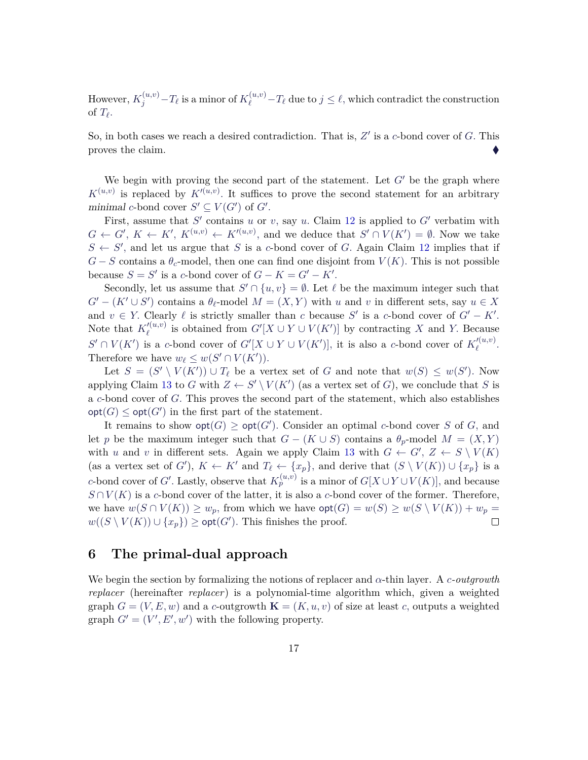However, $K_j^{(u,v)} - T_\ell$ is a minor of $K_\ell^{(u,v)} - T_\ell$ due to $j \leq \ell$, which contradict the construction of $T_\ell$.

So, in both cases we reach a desired contradiction. That is, $Z'$ is a $c$-bond cover of $G$. This proves the claim. ♦

We begin with proving the second part of the statement. Let $G'$ be the graph where $K^{(u,v)}$ is replaced by $K'^{(u,v)}$. It suffices to prove the second statement for an arbitrary *minimal* $c$-bond cover $S' \subseteq V(G')$ of $G'$.

First, assume that $S'$ contains $u$ or $v$, say $u$. Claim 12 is applied to $G'$ verbatim with $G \leftarrow G'$, $K \leftarrow K'$, $K^{(u,v)} \leftarrow K'^{(u,v)}$, and we deduce that $S' \cap V(K') = \emptyset$. Now we take $S \leftarrow S'$, and let us argue that $S$ is a $c$-bond cover of $G$. Again Claim 12 implies that if $G - S$ contains a $\theta_c$-model, then one can find one disjoint from $V(K)$. This is not possible because $S = S'$ is a $c$-bond cover of $G - K = G' - K'$.

Secondly, let us assume that $S' \cap \{u, v\} = \emptyset$. Let $\ell$ be the maximum integer such that $G' - (K' \cup S')$ contains a $\theta_\ell$-model $M = (X, Y)$ with $u$ and $v$ in different sets, say $u \in X$ and $v \in Y$. Clearly $\ell$ is strictly smaller than $c$ because $S'$ is a $c$-bond cover of $G' - K'$. Note that $K_\ell'^{(u,v)}$ is obtained from $G'[X \cup Y \cup V(K')]$ by contracting $X$ and $Y$. Because $S' \cap V(K')$ is a $c$-bond cover of $G'[X \cup Y \cup V(K')]$, it is also a $c$-bond cover of $K_\ell'^{(u,v)}$. Therefore we have $w_\ell \leq w(S' \cap V(K'))$.

Let $S = (S' \setminus V(K')) \cup T_\ell$ be a vertex set of $G$ and note that $w(S) \leq w(S')$. Now applying Claim 13 to $G$ with $Z \leftarrow S' \setminus V(K')$ (as a vertex set of $G$), we conclude that $S$ is a $c$-bond cover of $G$. This proves the second part of the statement, which also establishes $\mathsf{opt}(G) \leq \mathsf{opt}(G')$ in the first part of the statement.

It remains to show $\mathsf{opt}(G) \geq \mathsf{opt}(G')$. Consider an optimal $c$-bond cover $S$ of $G$, and let $p$ be the maximum integer such that $G - (K \cup S)$ contains a $\theta_p$-model $M = (X, Y)$ with $u$ and $v$ in different sets. Again we apply Claim 13 with $G \leftarrow G'$, $Z \leftarrow S \setminus V(K)$ (as a vertex set of $G'$), $K \leftarrow K'$ and $T_\ell \leftarrow \{x_p\}$, and derive that $(S \setminus V(K)) \cup \{x_p\}$ is a $c$-bond cover of $G'$. Lastly, observe that $K_p^{(u,v)}$ is a minor of $G[X \cup Y \cup V(K)]$, and because $S \cap V(K)$ is a $c$-bond cover of the latter, it is also a $c$-bond cover of the former. Therefore, we have $w(S \cap V(K)) \geq w_p$, from which we have $\mathsf{opt}(G) = w(S) \geq w(S \setminus V(K)) + w_p = w((S \setminus V(K)) \cup \{x_p\}) \geq \mathsf{opt}(G')$. This finishes the proof. □

# 6 The primal-dual approach

We begin the section by formalizing the notions of replacer and $\alpha$-thin layer. A *$c$-outgrowth replacer* (hereinafter *replacer*) is a polynomial-time algorithm which, given a weighted graph $G = (V, E, w)$ and a $c$-outgrowth $\mathbf{K} = (K, u, v)$ of size at least $c$, outputs a weighted graph $G' = (V', E', w')$ with the following property.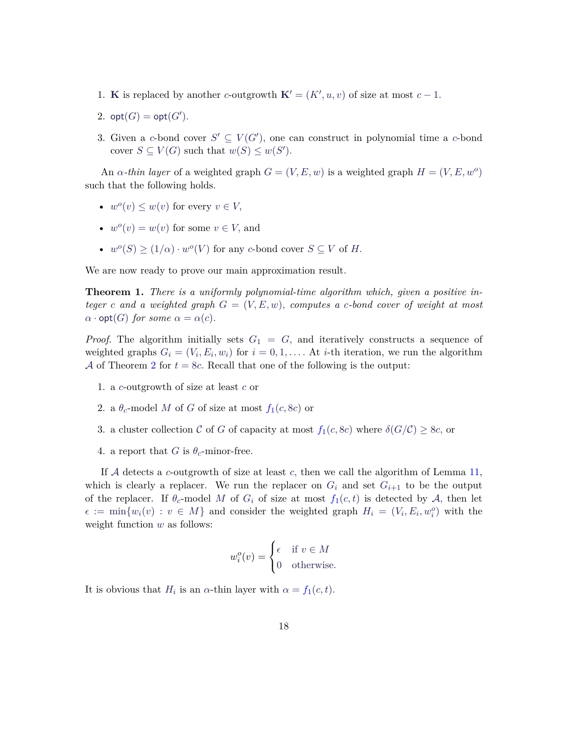1. $\mathbf{K}$ is replaced by another $c$-outgrowth $\mathbf{K}' = (K', u, v)$ of size at most $c - 1$.
2. $\mathsf{opt}(G) = \mathsf{opt}(G')$.
3. Given a $c$-bond cover $S' \subseteq V(G')$, one can construct in polynomial time a $c$-bond cover $S \subseteq V(G)$ such that $w(S) \leq w(S')$.

An *$\alpha$-thin layer* of a weighted graph $G = (V, E, w)$ is a weighted graph $H = (V, E, w^o)$ such that the following holds.

- $w^o(v) \leq w(v)$ for every $v \in V$,
- $w^o(v) = w(v)$ for some $v \in V$, and
- $w^o(S) \geq (1/\alpha) \cdot w^o(V)$ for any $c$-bond cover $S \subseteq V$ of $H$.

We are now ready to prove our main approximation result.

**Theorem 1.** *There is a uniformly polynomial-time algorithm which, given a positive integer $c$ and a weighted graph $G = (V, E, w)$, computes a $c$-bond cover of weight at most $\alpha \cdot \mathsf{opt}(G)$ for some $\alpha = \alpha(c)$.*

*Proof.* The algorithm initially sets $G_1 = G$, and iteratively constructs a sequence of weighted graphs $G_i = (V_i, E_i, w_i)$ for $i = 0, 1, \ldots$. At $i$-th iteration, we run the algorithm $\mathcal{A}$ of Theorem 2 for $t = 8c$. Recall that one of the following is the output:

1. a $c$-outgrowth of size at least $c$ or
2. a $\theta_c$-model $M$ of $G$ of size at most $f_1(c, 8c)$ or
3. a cluster collection $\mathcal{C}$ of $G$ of capacity at most $f_1(c, 8c)$ where $\delta(G/\mathcal{C}) \geq 8c$, or
4. a report that $G$ is $\theta_c$-minor-free.

If $\mathcal{A}$ detects a $c$-outgrowth of size at least $c$, then we call the algorithm of Lemma 11, which is clearly a replacer. We run the replacer on $G_i$ and set $G_{i+1}$ to be the output of the replacer. If $\theta_c$-model $M$ of $G_i$ of size at most $f_1(c, t)$ is detected by $\mathcal{A}$, then let $\epsilon := \min\{w_i(v) : v \in M\}$ and consider the weighted graph $H_i = (V_i, E_i, w_i^o)$ with the weight function $w$ as follows:

$$w_i^o(v) = \begin{cases} \epsilon & \text{if } v \in M \\ 0 & \text{otherwise.} \end{cases}$$

It is obvious that $H_i$ is an $\alpha$-thin layer with $\alpha = f_1(c, t)$.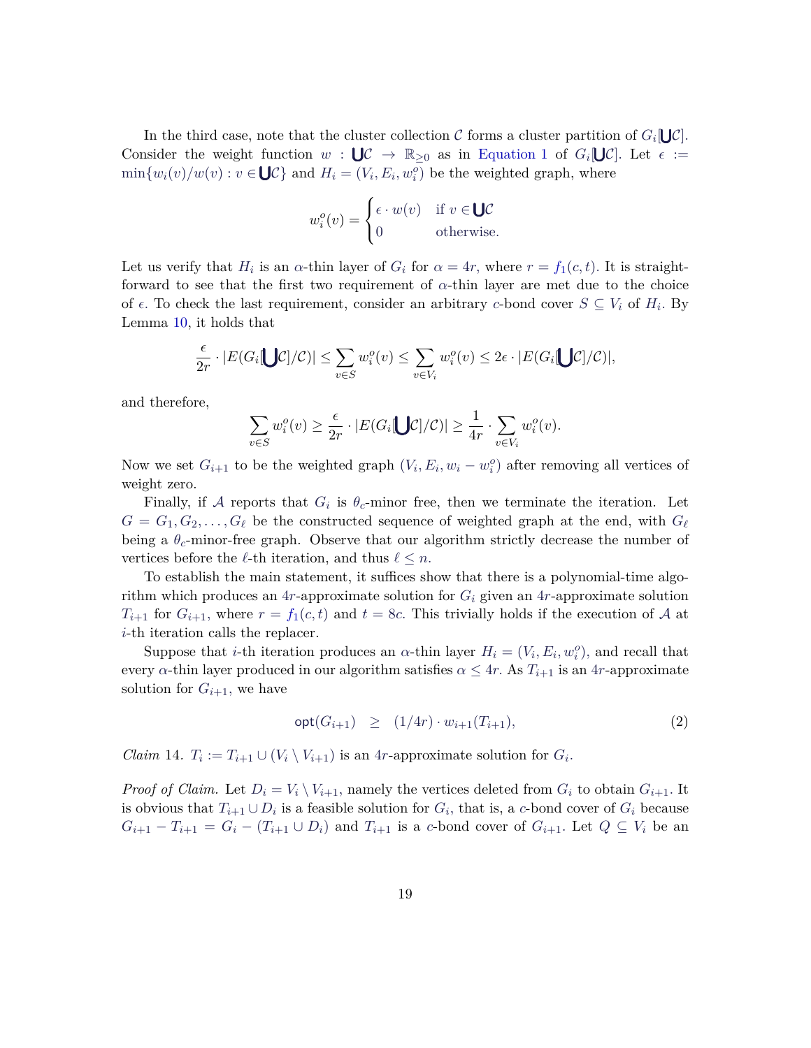In the third case, note that the cluster collection $\mathcal{C}$ forms a cluster partition of $G_i[\bigcup\mathcal{C}]$. Consider the weight function $w : \bigcup\mathcal{C} \to \mathbb{R}_{\geq 0}$ as in Equation 1 of $G_i[\bigcup\mathcal{C}]$. Let $\epsilon := \min\{w_i(v)/w(v) : v \in \bigcup\mathcal{C}\}$ and $H_i = (V_i, E_i, w_i^o)$ be the weighted graph, where

$$w_i^o(v) = \begin{cases} \epsilon \cdot w(v) & \text{if } v \in \bigcup\mathcal{C} \\ 0 & \text{otherwise.} \end{cases}$$

Let us verify that $H_i$ is an $\alpha$-thin layer of $G_i$ for $\alpha = 4r$, where $r = f_1(c,t)$. It is straightforward to see that the first two requirement of $\alpha$-thin layer are met due to the choice of $\epsilon$. To check the last requirement, consider an arbitrary $c$-bond cover $S \subseteq V_i$ of $H_i$. By Lemma 10, it holds that

$$\frac{\epsilon}{2r} \cdot |E(G_i[\bigcup\mathcal{C}]/\mathcal{C})| \leq \sum_{v \in S} w_i^o(v) \leq \sum_{v \in V_i} w_i^o(v) \leq 2\epsilon \cdot |E(G_i[\bigcup\mathcal{C}]/\mathcal{C})|,$$

and therefore,

$$\sum_{v \in S} w_i^o(v) \geq \frac{\epsilon}{2r} \cdot |E(G_i[\bigcup\mathcal{C}]/\mathcal{C})| \geq \frac{1}{4r} \cdot \sum_{v \in V_i} w_i^o(v).$$

Now we set $G_{i+1}$ to be the weighted graph $(V_i, E_i, w_i - w_i^o)$ after removing all vertices of weight zero.

Finally, if $\mathcal{A}$ reports that $G_i$ is $\theta_c$-minor free, then we terminate the iteration. Let $G = G_1, G_2, \ldots, G_\ell$ be the constructed sequence of weighted graph at the end, with $G_\ell$ being a $\theta_c$-minor-free graph. Observe that our algorithm strictly decrease the number of vertices before the $\ell$-th iteration, and thus $\ell \leq n$.

To establish the main statement, it suffices show that there is a polynomial-time algorithm which produces an $4r$-approximate solution for $G_i$ given an $4r$-approximate solution $T_{i+1}$ for $G_{i+1}$, where $r = f_1(c,t)$ and $t = 8c$. This trivially holds if the execution of $\mathcal{A}$ at $i$-th iteration calls the replacer.

Suppose that $i$-th iteration produces an $\alpha$-thin layer $H_i = (V_i, E_i, w_i^o)$, and recall that every $\alpha$-thin layer produced in our algorithm satisfies $\alpha \leq 4r$. As $T_{i+1}$ is an $4r$-approximate solution for $G_{i+1}$, we have

$$\mathsf{opt}(G_{i+1}) \quad \geq \quad (1/4r) \cdot w_{i+1}(T_{i+1}), \tag{2}$$

*Claim 14.* $T_i := T_{i+1} \cup (V_i \setminus V_{i+1})$ is an $4r$-approximate solution for $G_i$.

*Proof of Claim.* Let $D_i = V_i \setminus V_{i+1}$, namely the vertices deleted from $G_i$ to obtain $G_{i+1}$. It is obvious that $T_{i+1} \cup D_i$ is a feasible solution for $G_i$, that is, a $c$-bond cover of $G_i$ because $G_{i+1} - T_{i+1} = G_i - (T_{i+1} \cup D_i)$ and $T_{i+1}$ is a $c$-bond cover of $G_{i+1}$. Let $Q \subseteq V_i$ be an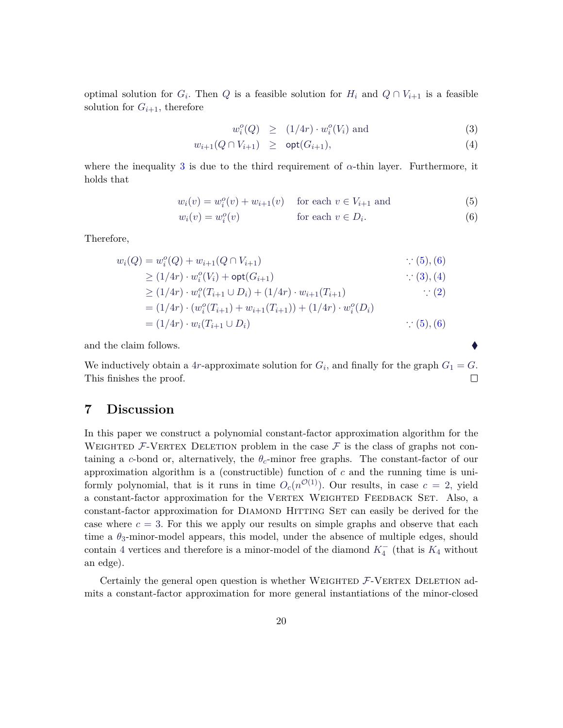optimal solution for $G_i$. Then $Q$ is a feasible solution for $H_i$ and $Q \cap V_{i+1}$ is a feasible solution for $G_{i+1}$, therefore

$$w_i^o(Q) \geq (1/4r) \cdot w_i^o(V_i) \text{ and} \tag{3}$$

$$w_{i+1}(Q \cap V_{i+1}) \geq \mathsf{opt}(G_{i+1}), \tag{4}$$

where the inequality 3 is due to the third requirement of $\alpha$-thin layer. Furthermore, it holds that

$$w_i(v) = w_i^o(v) + w_{i+1}(v) \quad \text{for each } v \in V_{i+1} \text{ and} \tag{5}$$

$$w_i(v) = w_i^o(v) \quad \text{for each } v \in D_i. \tag{6}$$

Therefore,

$$\begin{aligned}
w_i(Q) &= w_i^o(Q) + w_{i+1}(Q \cap V_{i+1}) & \because (5), (6) \\
&\geq (1/4r) \cdot w_i^o(V_i) + \mathsf{opt}(G_{i+1}) & \because (3), (4) \\
&\geq (1/4r) \cdot w_i^o(T_{i+1} \cup D_i) + (1/4r) \cdot w_{i+1}(T_{i+1}) & \because (2) \\
&= (1/4r) \cdot (w_i^o(T_{i+1}) + w_{i+1}(T_{i+1})) + (1/4r) \cdot w_i^o(D_i) & \\
&= (1/4r) \cdot w_i(T_{i+1} \cup D_i) & \because (5), (6)
\end{aligned}$$

and the claim follows. ◆

We inductively obtain a $4r$-approximate solution for $G_i$, and finally for the graph $G_1 = G$. This finishes the proof. □

# 7 Discussion

In this paper we construct a polynomial constant-factor approximation algorithm for the WEIGHTED $\mathcal{F}$-VERTEX DELETION problem in the case $\mathcal{F}$ is the class of graphs not containing a $c$-bond or, alternatively, the $\theta_c$-minor free graphs. The constant-factor of our approximation algorithm is a (constructible) function of $c$ and the running time is uniformly polynomial, that is it runs in time $O_c(n^{\mathcal{O}(1)})$. Our results, in case $c = 2$, yield a constant-factor approximation for the VERTEX WEIGHTED FEEDBACK SET. Also, a constant-factor approximation for DIAMOND HITTING SET can easily be derived for the case where $c = 3$. For this we apply our results on simple graphs and observe that each time a $\theta_3$-minor-model appears, this model, under the absence of multiple edges, should contain 4 vertices and therefore is a minor-model of the diamond $K_4^-$ (that is $K_4$ without an edge).

Certainly the general open question is whether WEIGHTED $\mathcal{F}$-VERTEX DELETION admits a constant-factor approximation for more general instantiations of the minor-closed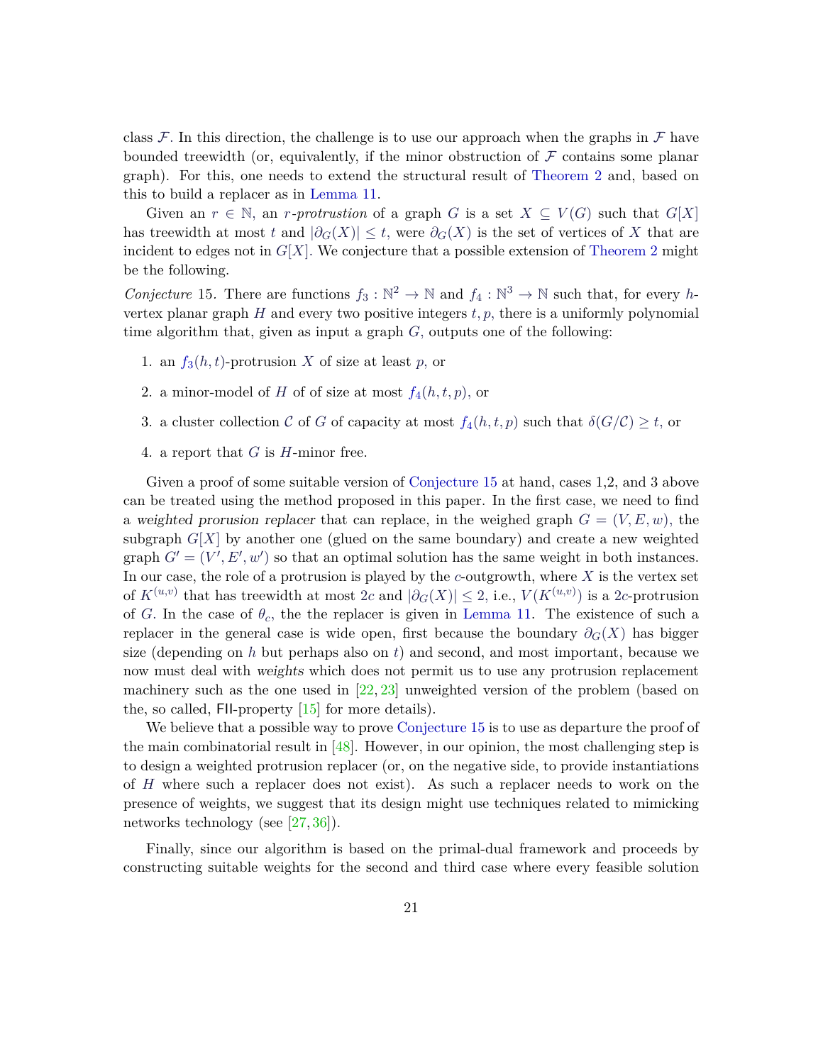class $\mathcal{F}$. In this direction, the challenge is to use our approach when the graphs in $\mathcal{F}$ have bounded treewidth (or, equivalently, if the minor obstruction of $\mathcal{F}$ contains some planar graph). For this, one needs to extend the structural result of Theorem 2 and, based on this to build a replacer as in Lemma 11.

Given an $r \in \mathbb{N}$, an *$r$-protrustion* of a graph $G$ is a set $X \subseteq V(G)$ such that $G[X]$ has treewidth at most $t$ and $|\partial_G(X)| \leq t$, were $\partial_G(X)$ is the set of vertices of $X$ that are incident to edges not in $G[X]$. We conjecture that a possible extension of Theorem 2 might be the following.

*Conjecture* 15. There are functions $f_3 : \mathbb{N}^2 \to \mathbb{N}$ and $f_4 : \mathbb{N}^3 \to \mathbb{N}$ such that, for every $h$-vertex planar graph $H$ and every two positive integers $t, p$, there is a uniformly polynomial time algorithm that, given as input a graph $G$, outputs one of the following:

1. an $f_3(h,t)$-protrusion $X$ of size at least $p$, or
2. a minor-model of $H$ of of size at most $f_4(h,t,p)$, or
3. a cluster collection $\mathcal{C}$ of $G$ of capacity at most $f_4(h,t,p)$ such that $\delta(G/\mathcal{C}) \geq t$, or
4. a report that $G$ is $H$-minor free.

Given a proof of some suitable version of Conjecture 15 at hand, cases 1,2, and 3 above can be treated using the method proposed in this paper. In the first case, we need to find a *weighted prorusion replacer* that can replace, in the weighed graph $G = (V, E, w)$, the subgraph $G[X]$ by another one (glued on the same boundary) and create a new weighted graph $G' = (V', E', w')$ so that an optimal solution has the same weight in both instances. In our case, the role of a protrusion is played by the $c$-outgrowth, where $X$ is the vertex set of $K^{(u,v)}$ that has treewidth at most $2c$ and $|\partial_G(X)| \leq 2$, i.e., $V(K^{(u,v)})$ is a $2c$-protrusion of $G$. In the case of $\theta_c$, the the replacer is given in Lemma 11. The existence of such a replacer in the general case is wide open, first because the boundary $\partial_G(X)$ has bigger size (depending on $h$ but perhaps also on $t$) and second, and most important, because we now must deal with *weights* which does not permit us to use any protrusion replacement machinery such as the one used in [22, 23] unweighted version of the problem (based on the, so called, FII-property [15] for more details).

We believe that a possible way to prove Conjecture 15 is to use as departure the proof of the main combinatorial result in [48]. However, in our opinion, the most challenging step is to design a weighted protrusion replacer (or, on the negative side, to provide instantiations of $H$ where such a replacer does not exist). As such a replacer needs to work on the presence of weights, we suggest that its design might use techniques related to mimicking networks technology (see [27, 36]).

Finally, since our algorithm is based on the primal-dual framework and proceeds by constructing suitable weights for the second and third case where every feasible solution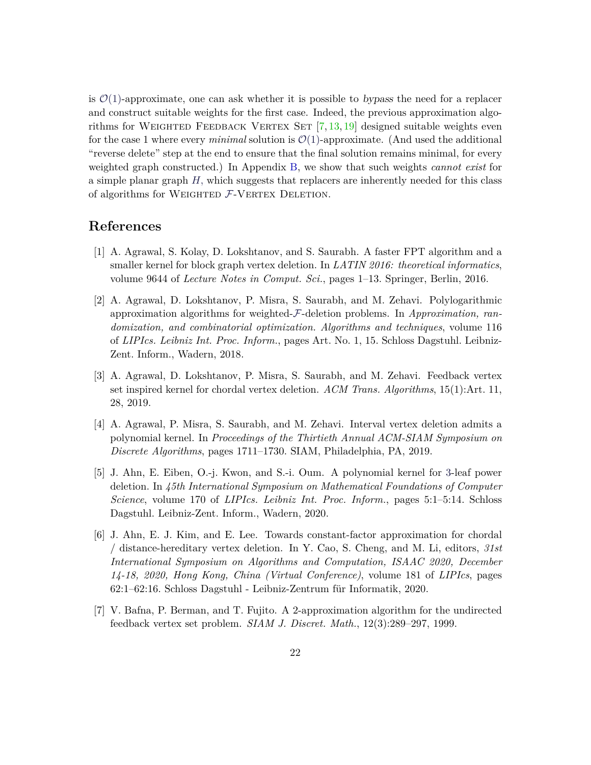is $\mathcal{O}(1)$-approximate, one can ask whether it is possible to *bypass* the need for a replacer and construct suitable weights for the first case. Indeed, the previous approximation algorithms for Weighted Feedback Vertex Set [7,13,19] designed suitable weights even for the case 1 where every *minimal* solution is $\mathcal{O}(1)$-approximate. (And used the additional "reverse delete" step at the end to ensure that the final solution remains minimal, for every weighted graph constructed.) In Appendix B, we show that such weights *cannot exist* for a simple planar graph $H$, which suggests that replacers are inherently needed for this class of algorithms for Weighted $\mathcal{F}$-Vertex Deletion.

## References

[1] A. Agrawal, S. Kolay, D. Lokshtanov, and S. Saurabh. A faster FPT algorithm and a smaller kernel for block graph vertex deletion. In *LATIN 2016: theoretical informatics*, volume 9644 of *Lecture Notes in Comput. Sci.*, pages 1–13. Springer, Berlin, 2016.

[2] A. Agrawal, D. Lokshtanov, P. Misra, S. Saurabh, and M. Zehavi. Polylogarithmic approximation algorithms for weighted-$\mathcal{F}$-deletion problems. In *Approximation, randomization, and combinatorial optimization. Algorithms and techniques*, volume 116 of *LIPIcs. Leibniz Int. Proc. Inform.*, pages Art. No. 1, 15. Schloss Dagstuhl. Leibniz-Zent. Inform., Wadern, 2018.

[3] A. Agrawal, D. Lokshtanov, P. Misra, S. Saurabh, and M. Zehavi. Feedback vertex set inspired kernel for chordal vertex deletion. *ACM Trans. Algorithms*, 15(1):Art. 11, 28, 2019.

[4] A. Agrawal, P. Misra, S. Saurabh, and M. Zehavi. Interval vertex deletion admits a polynomial kernel. In *Proceedings of the Thirtieth Annual ACM-SIAM Symposium on Discrete Algorithms*, pages 1711–1730. SIAM, Philadelphia, PA, 2019.

[5] J. Ahn, E. Eiben, O.-j. Kwon, and S.-i. Oum. A polynomial kernel for 3-leaf power deletion. In *45th International Symposium on Mathematical Foundations of Computer Science*, volume 170 of *LIPIcs. Leibniz Int. Proc. Inform.*, pages 5:1–5:14. Schloss Dagstuhl. Leibniz-Zent. Inform., Wadern, 2020.

[6] J. Ahn, E. J. Kim, and E. Lee. Towards constant-factor approximation for chordal / distance-hereditary vertex deletion. In Y. Cao, S. Cheng, and M. Li, editors, *31st International Symposium on Algorithms and Computation, ISAAC 2020, December 14-18, 2020, Hong Kong, China (Virtual Conference)*, volume 181 of *LIPIcs*, pages 62:1–62:16. Schloss Dagstuhl - Leibniz-Zentrum für Informatik, 2020.

[7] V. Bafna, P. Berman, and T. Fujito. A 2-approximation algorithm for the undirected feedback vertex set problem. *SIAM J. Discret. Math.*, 12(3):289–297, 1999.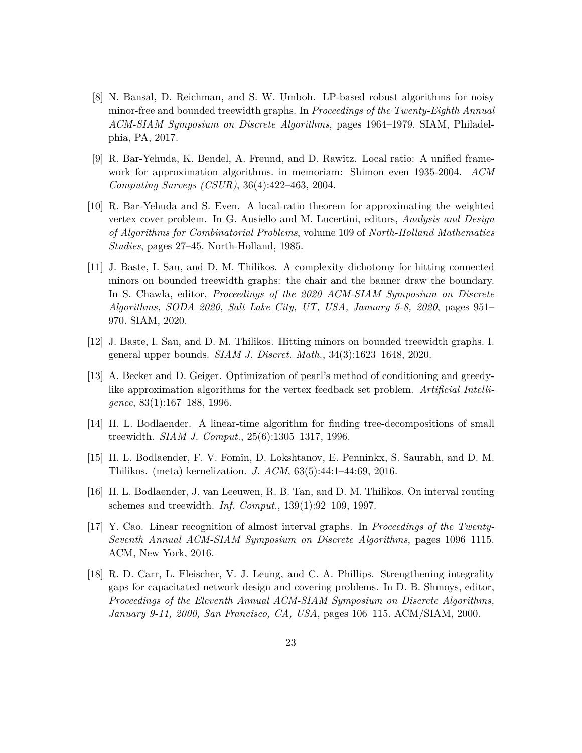[8] N. Bansal, D. Reichman, and S. W. Umboh. LP-based robust algorithms for noisy minor-free and bounded treewidth graphs. In *Proceedings of the Twenty-Eighth Annual ACM-SIAM Symposium on Discrete Algorithms*, pages 1964–1979. SIAM, Philadelphia, PA, 2017.

[9] R. Bar-Yehuda, K. Bendel, A. Freund, and D. Rawitz. Local ratio: A unified framework for approximation algorithms. in memoriam: Shimon even 1935-2004. *ACM Computing Surveys (CSUR)*, 36(4):422–463, 2004.

[10] R. Bar-Yehuda and S. Even. A local-ratio theorem for approximating the weighted vertex cover problem. In G. Ausiello and M. Lucertini, editors, *Analysis and Design of Algorithms for Combinatorial Problems*, volume 109 of *North-Holland Mathematics Studies*, pages 27–45. North-Holland, 1985.

[11] J. Baste, I. Sau, and D. M. Thilikos. A complexity dichotomy for hitting connected minors on bounded treewidth graphs: the chair and the banner draw the boundary. In S. Chawla, editor, *Proceedings of the 2020 ACM-SIAM Symposium on Discrete Algorithms, SODA 2020, Salt Lake City, UT, USA, January 5-8, 2020*, pages 951–970. SIAM, 2020.

[12] J. Baste, I. Sau, and D. M. Thilikos. Hitting minors on bounded treewidth graphs. I. general upper bounds. *SIAM J. Discret. Math.*, 34(3):1623–1648, 2020.

[13] A. Becker and D. Geiger. Optimization of pearl's method of conditioning and greedy-like approximation algorithms for the vertex feedback set problem. *Artificial Intelligence*, 83(1):167–188, 1996.

[14] H. L. Bodlaender. A linear-time algorithm for finding tree-decompositions of small treewidth. *SIAM J. Comput.*, 25(6):1305–1317, 1996.

[15] H. L. Bodlaender, F. V. Fomin, D. Lokshtanov, E. Penninkx, S. Saurabh, and D. M. Thilikos. (meta) kernelization. *J. ACM*, 63(5):44:1–44:69, 2016.

[16] H. L. Bodlaender, J. van Leeuwen, R. B. Tan, and D. M. Thilikos. On interval routing schemes and treewidth. *Inf. Comput.*, 139(1):92–109, 1997.

[17] Y. Cao. Linear recognition of almost interval graphs. In *Proceedings of the Twenty-Seventh Annual ACM-SIAM Symposium on Discrete Algorithms*, pages 1096–1115. ACM, New York, 2016.

[18] R. D. Carr, L. Fleischer, V. J. Leung, and C. A. Phillips. Strengthening integrality gaps for capacitated network design and covering problems. In D. B. Shmoys, editor, *Proceedings of the Eleventh Annual ACM-SIAM Symposium on Discrete Algorithms, January 9-11, 2000, San Francisco, CA, USA*, pages 106–115. ACM/SIAM, 2000.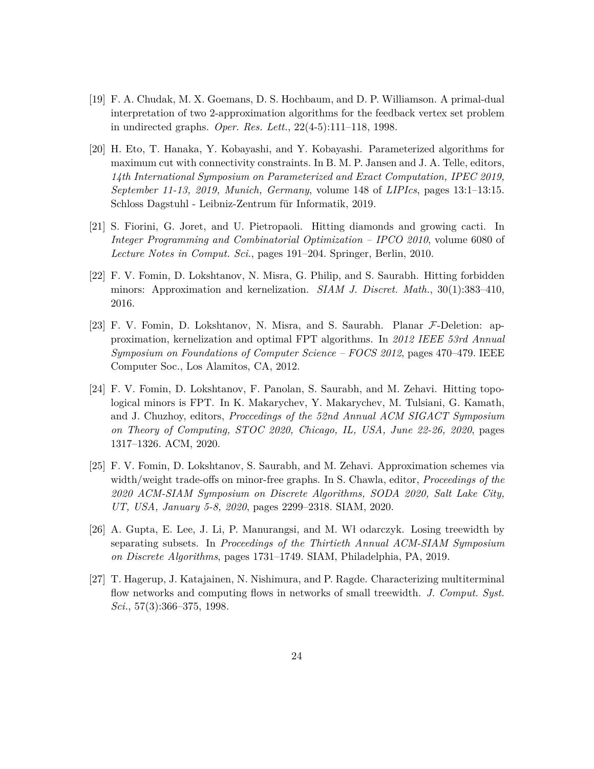[19] F. A. Chudak, M. X. Goemans, D. S. Hochbaum, and D. P. Williamson. A primal-dual interpretation of two 2-approximation algorithms for the feedback vertex set problem in undirected graphs. *Oper. Res. Lett.*, 22(4-5):111–118, 1998.

[20] H. Eto, T. Hanaka, Y. Kobayashi, and Y. Kobayashi. Parameterized algorithms for maximum cut with connectivity constraints. In B. M. P. Jansen and J. A. Telle, editors, *14th International Symposium on Parameterized and Exact Computation, IPEC 2019, September 11-13, 2019, Munich, Germany*, volume 148 of *LIPIcs*, pages 13:1–13:15. Schloss Dagstuhl - Leibniz-Zentrum für Informatik, 2019.

[21] S. Fiorini, G. Joret, and U. Pietropaoli. Hitting diamonds and growing cacti. In *Integer Programming and Combinatorial Optimization – IPCO 2010*, volume 6080 of *Lecture Notes in Comput. Sci.*, pages 191–204. Springer, Berlin, 2010.

[22] F. V. Fomin, D. Lokshtanov, N. Misra, G. Philip, and S. Saurabh. Hitting forbidden minors: Approximation and kernelization. *SIAM J. Discret. Math.*, 30(1):383–410, 2016.

[23] F. V. Fomin, D. Lokshtanov, N. Misra, and S. Saurabh. Planar $\mathcal{F}$-Deletion: approximation, kernelization and optimal FPT algorithms. In *2012 IEEE 53rd Annual Symposium on Foundations of Computer Science – FOCS 2012*, pages 470–479. IEEE Computer Soc., Los Alamitos, CA, 2012.

[24] F. V. Fomin, D. Lokshtanov, F. Panolan, S. Saurabh, and M. Zehavi. Hitting topological minors is FPT. In K. Makarychev, Y. Makarychev, M. Tulsiani, G. Kamath, and J. Chuzhoy, editors, *Proccedings of the 52nd Annual ACM SIGACT Symposium on Theory of Computing, STOC 2020, Chicago, IL, USA, June 22-26, 2020*, pages 1317–1326. ACM, 2020.

[25] F. V. Fomin, D. Lokshtanov, S. Saurabh, and M. Zehavi. Approximation schemes via width/weight trade-offs on minor-free graphs. In S. Chawla, editor, *Proceedings of the 2020 ACM-SIAM Symposium on Discrete Algorithms, SODA 2020, Salt Lake City, UT, USA, January 5-8, 2020*, pages 2299–2318. SIAM, 2020.

[26] A. Gupta, E. Lee, J. Li, P. Manurangsi, and M. Wł odarczyk. Losing treewidth by separating subsets. In *Proceedings of the Thirtieth Annual ACM-SIAM Symposium on Discrete Algorithms*, pages 1731–1749. SIAM, Philadelphia, PA, 2019.

[27] T. Hagerup, J. Katajainen, N. Nishimura, and P. Ragde. Characterizing multiterminal flow networks and computing flows in networks of small treewidth. *J. Comput. Syst. Sci.*, 57(3):366–375, 1998.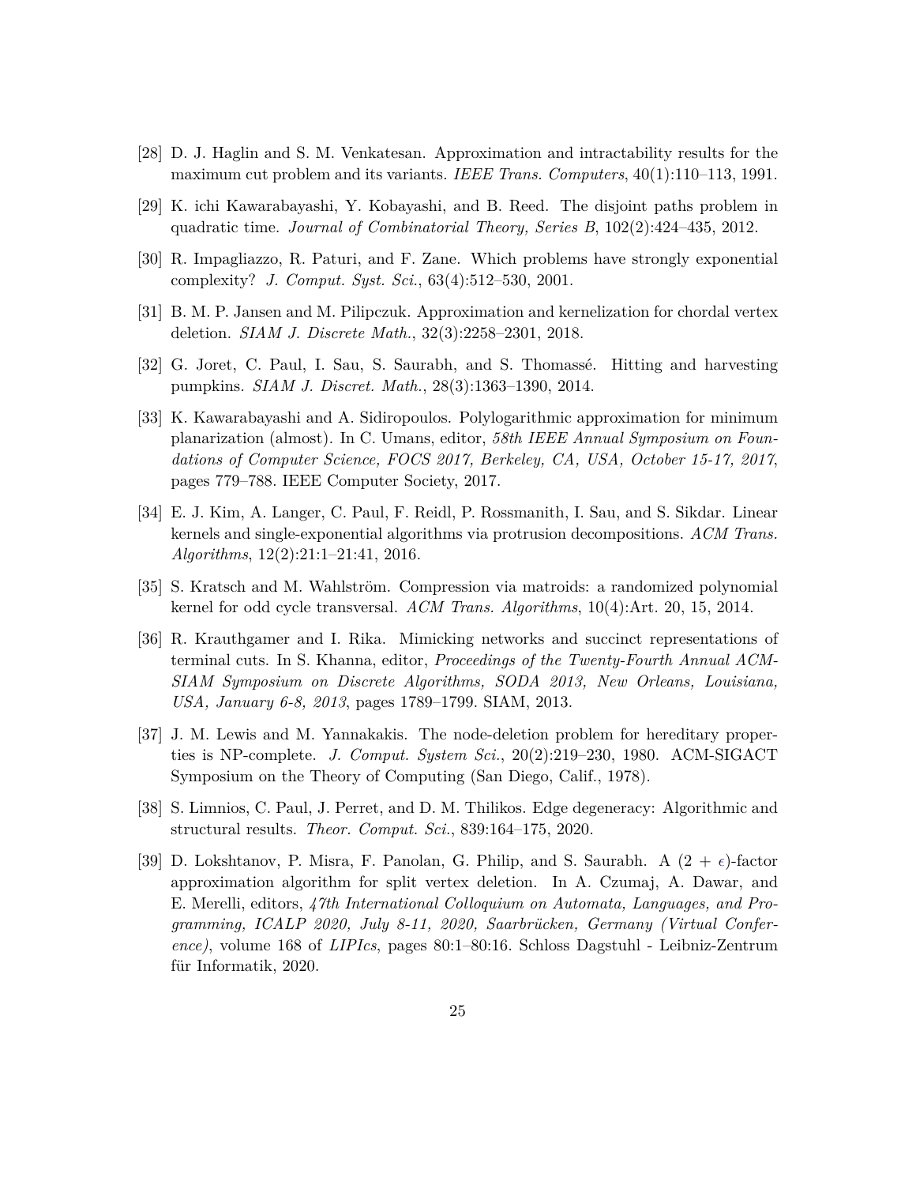[28] D. J. Haglin and S. M. Venkatesan. Approximation and intractability results for the maximum cut problem and its variants. *IEEE Trans. Computers*, 40(1):110–113, 1991.

[29] K. ichi Kawarabayashi, Y. Kobayashi, and B. Reed. The disjoint paths problem in quadratic time. *Journal of Combinatorial Theory, Series B*, 102(2):424–435, 2012.

[30] R. Impagliazzo, R. Paturi, and F. Zane. Which problems have strongly exponential complexity? *J. Comput. Syst. Sci.*, 63(4):512–530, 2001.

[31] B. M. P. Jansen and M. Pilipczuk. Approximation and kernelization for chordal vertex deletion. *SIAM J. Discrete Math.*, 32(3):2258–2301, 2018.

[32] G. Joret, C. Paul, I. Sau, S. Saurabh, and S. Thomassé. Hitting and harvesting pumpkins. *SIAM J. Discret. Math.*, 28(3):1363–1390, 2014.

[33] K. Kawarabayashi and A. Sidiropoulos. Polylogarithmic approximation for minimum planarization (almost). In C. Umans, editor, *58th IEEE Annual Symposium on Foundations of Computer Science, FOCS 2017, Berkeley, CA, USA, October 15-17, 2017*, pages 779–788. IEEE Computer Society, 2017.

[34] E. J. Kim, A. Langer, C. Paul, F. Reidl, P. Rossmanith, I. Sau, and S. Sikdar. Linear kernels and single-exponential algorithms via protrusion decompositions. *ACM Trans. Algorithms*, 12(2):21:1–21:41, 2016.

[35] S. Kratsch and M. Wahlström. Compression via matroids: a randomized polynomial kernel for odd cycle transversal. *ACM Trans. Algorithms*, 10(4):Art. 20, 15, 2014.

[36] R. Krauthgamer and I. Rika. Mimicking networks and succinct representations of terminal cuts. In S. Khanna, editor, *Proceedings of the Twenty-Fourth Annual ACM-SIAM Symposium on Discrete Algorithms, SODA 2013, New Orleans, Louisiana, USA, January 6-8, 2013*, pages 1789–1799. SIAM, 2013.

[37] J. M. Lewis and M. Yannakakis. The node-deletion problem for hereditary properties is NP-complete. *J. Comput. System Sci.*, 20(2):219–230, 1980. ACM-SIGACT Symposium on the Theory of Computing (San Diego, Calif., 1978).

[38] S. Limnios, C. Paul, J. Perret, and D. M. Thilikos. Edge degeneracy: Algorithmic and structural results. *Theor. Comput. Sci.*, 839:164–175, 2020.

[39] D. Lokshtanov, P. Misra, F. Panolan, G. Philip, and S. Saurabh. A $(2 + \epsilon)$-factor approximation algorithm for split vertex deletion. In A. Czumaj, A. Dawar, and E. Merelli, editors, *47th International Colloquium on Automata, Languages, and Programming, ICALP 2020, July 8-11, 2020, Saarbrücken, Germany (Virtual Conference)*, volume 168 of *LIPIcs*, pages 80:1–80:16. Schloss Dagstuhl - Leibniz-Zentrum für Informatik, 2020.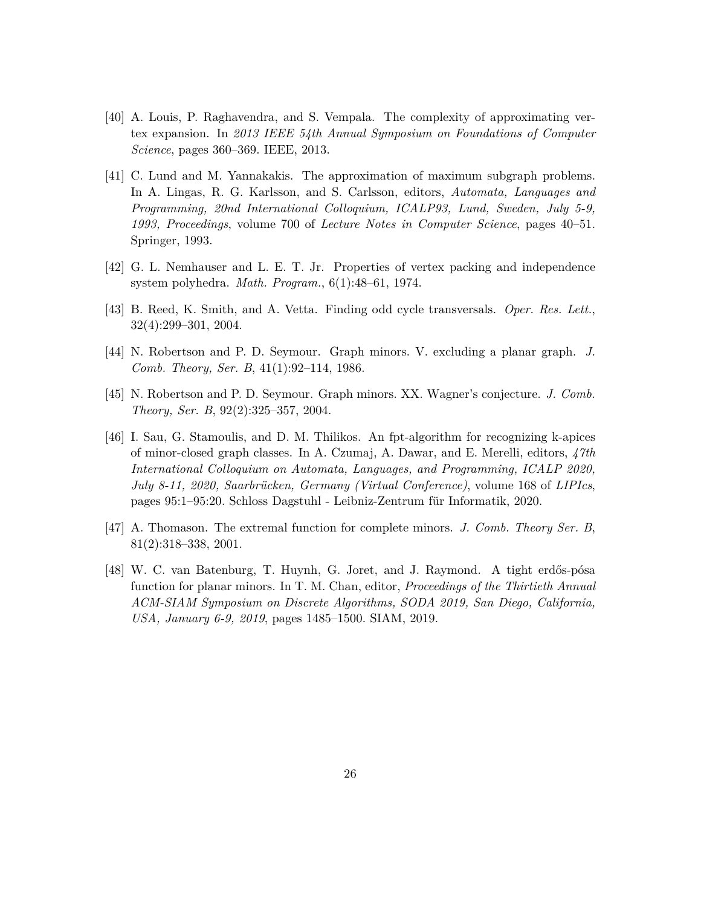[40] A. Louis, P. Raghavendra, and S. Vempala. The complexity of approximating vertex expansion. In *2013 IEEE 54th Annual Symposium on Foundations of Computer Science*, pages 360–369. IEEE, 2013.

[41] C. Lund and M. Yannakakis. The approximation of maximum subgraph problems. In A. Lingas, R. G. Karlsson, and S. Carlsson, editors, *Automata, Languages and Programming, 20nd International Colloquium, ICALP93, Lund, Sweden, July 5-9, 1993, Proceedings*, volume 700 of *Lecture Notes in Computer Science*, pages 40–51. Springer, 1993.

[42] G. L. Nemhauser and L. E. T. Jr. Properties of vertex packing and independence system polyhedra. *Math. Program.*, 6(1):48–61, 1974.

[43] B. Reed, K. Smith, and A. Vetta. Finding odd cycle transversals. *Oper. Res. Lett.*, 32(4):299–301, 2004.

[44] N. Robertson and P. D. Seymour. Graph minors. V. excluding a planar graph. *J. Comb. Theory, Ser. B*, 41(1):92–114, 1986.

[45] N. Robertson and P. D. Seymour. Graph minors. XX. Wagner's conjecture. *J. Comb. Theory, Ser. B*, 92(2):325–357, 2004.

[46] I. Sau, G. Stamoulis, and D. M. Thilikos. An fpt-algorithm for recognizing k-apices of minor-closed graph classes. In A. Czumaj, A. Dawar, and E. Merelli, editors, *47th International Colloquium on Automata, Languages, and Programming, ICALP 2020, July 8-11, 2020, Saarbrücken, Germany (Virtual Conference)*, volume 168 of *LIPIcs*, pages 95:1–95:20. Schloss Dagstuhl - Leibniz-Zentrum für Informatik, 2020.

[47] A. Thomason. The extremal function for complete minors. *J. Comb. Theory Ser. B*, 81(2):318–338, 2001.

[48] W. C. van Batenburg, T. Huynh, G. Joret, and J. Raymond. A tight erdős-pósa function for planar minors. In T. M. Chan, editor, *Proceedings of the Thirtieth Annual ACM-SIAM Symposium on Discrete Algorithms, SODA 2019, San Diego, California, USA, January 6-9, 2019*, pages 1485–1500. SIAM, 2019.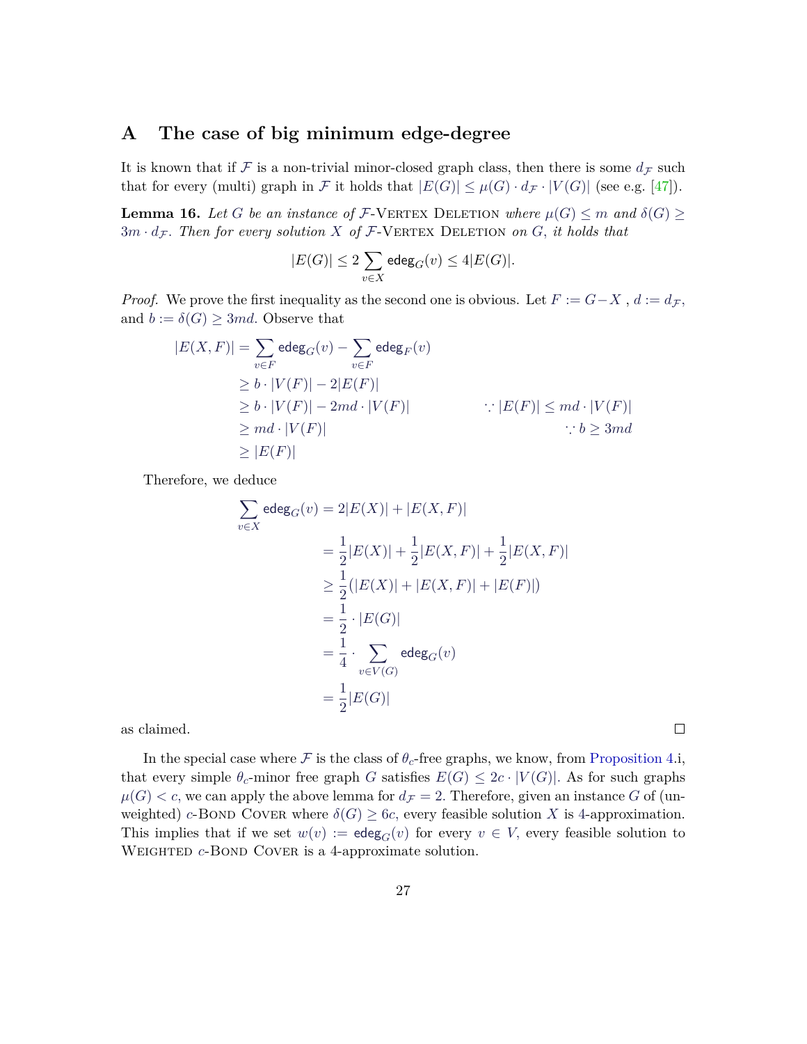# A The case of big minimum edge-degree

It is known that if $\mathcal{F}$ is a non-trivial minor-closed graph class, then there is some $d_{\mathcal{F}}$ such that for every (multi) graph in $\mathcal{F}$ it holds that $|E(G)| \leq \mu(G) \cdot d_{\mathcal{F}} \cdot |V(G)|$ (see e.g. [47]).

**Lemma 16.** *Let $G$ be an instance of $\mathcal{F}$-Vertex Deletion where $\mu(G) \leq m$ and $\delta(G) \geq 3m \cdot d_{\mathcal{F}}$. Then for every solution $X$ of $\mathcal{F}$-Vertex Deletion on $G$, it holds that*

$$|E(G)| \leq 2 \sum_{v \in X} \mathsf{edeg}_G(v) \leq 4|E(G)|.$$

*Proof.* We prove the first inequality as the second one is obvious. Let $F := G - X$ , $d := d_{\mathcal{F}}$, and $b := \delta(G) \geq 3md$. Observe that

$$\begin{aligned}
|E(X,F)| &= \sum_{v \in F} \mathsf{edeg}_G(v) - \sum_{v \in F} \mathsf{edeg}_F(v) \\
&\geq b \cdot |V(F)| - 2|E(F)| \\
&\geq b \cdot |V(F)| - 2md \cdot |V(F)| && \because |E(F)| \leq md \cdot |V(F)| \\
&\geq md \cdot |V(F)| && \because b \geq 3md \\
&\geq |E(F)|
\end{aligned}$$

Therefore, we deduce

$$\begin{aligned}
\sum_{v \in X} \mathsf{edeg}_G(v) &= 2|E(X)| + |E(X,F)| \\
&= \frac{1}{2}|E(X)| + \frac{1}{2}|E(X,F)| + \frac{1}{2}|E(X,F)| \\
&\geq \frac{1}{2}\big(|E(X)| + |E(X,F)| + |E(F)|\big) \\
&= \frac{1}{2} \cdot |E(G)| \\
&= \frac{1}{4} \cdot \sum_{v \in V(G)} \mathsf{edeg}_G(v) \\
&= \frac{1}{2}|E(G)|
\end{aligned}$$

as claimed. ◻

In the special case where $\mathcal{F}$ is the class of $\theta_c$-free graphs, we know, from Proposition 4.i, that every simple $\theta_c$-minor free graph $G$ satisfies $E(G) \leq 2c \cdot |V(G)|$. As for such graphs $\mu(G) < c$, we can apply the above lemma for $d_{\mathcal{F}} = 2$. Therefore, given an instance $G$ of (unweighted) $c$-Bond Cover where $\delta(G) \geq 6c$, every feasible solution $X$ is 4-approximation. This implies that if we set $w(v) := \mathsf{edeg}_G(v)$ for every $v \in V$, every feasible solution to Weighted $c$-Bond Cover is a 4-approximate solution.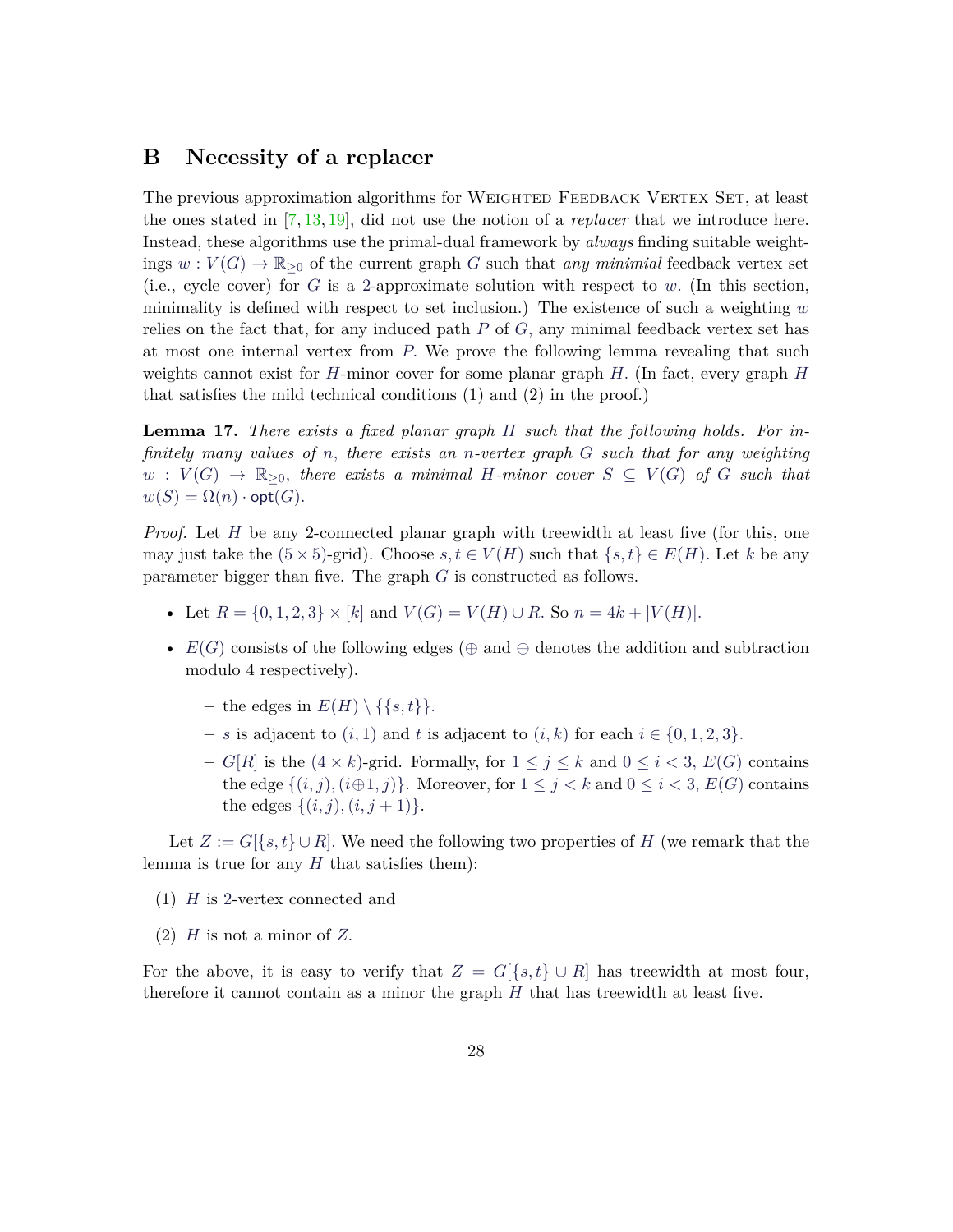## B Necessity of a replacer

The previous approximation algorithms for WEIGHTED FEEDBACK VERTEX SET, at least the ones stated in [7, 13, 19], did not use the notion of a *replacer* that we introduce here. Instead, these algorithms use the primal-dual framework by *always* finding suitable weightings $w : V(G) \to \mathbb{R}_{\geq 0}$ of the current graph $G$ such that *any minimial* feedback vertex set (i.e., cycle cover) for $G$ is a 2-approximate solution with respect to $w$. (In this section, minimality is defined with respect to set inclusion.) The existence of such a weighting $w$ relies on the fact that, for any induced path $P$ of $G$, any minimal feedback vertex set has at most one internal vertex from $P$. We prove the following lemma revealing that such weights cannot exist for $H$-minor cover for some planar graph $H$. (In fact, every graph $H$ that satisfies the mild technical conditions (1) and (2) in the proof.)

**Lemma 17.** *There exists a fixed planar graph $H$ such that the following holds. For infinitely many values of $n$, there exists an $n$-vertex graph $G$ such that for any weighting $w : V(G) \to \mathbb{R}_{\geq 0}$, there exists a minimal $H$-minor cover $S \subseteq V(G)$ of $G$ such that $w(S) = \Omega(n) \cdot \mathsf{opt}(G)$.*

*Proof.* Let $H$ be any 2-connected planar graph with treewidth at least five (for this, one may just take the $(5 \times 5)$-grid). Choose $s, t \in V(H)$ such that $\{s, t\} \in E(H)$. Let $k$ be any parameter bigger than five. The graph $G$ is constructed as follows.

- Let $R = \{0, 1, 2, 3\} \times [k]$ and $V(G) = V(H) \cup R$. So $n = 4k + |V(H)|$.
- $E(G)$ consists of the following edges ($\oplus$ and $\ominus$ denotes the addition and subtraction modulo 4 respectively).
  - the edges in $E(H) \setminus \{\{s, t\}\}$.
  - $s$ is adjacent to $(i, 1)$ and $t$ is adjacent to $(i, k)$ for each $i \in \{0, 1, 2, 3\}$.
  - $G[R]$ is the $(4 \times k)$-grid. Formally, for $1 \leq j \leq k$ and $0 \leq i < 3$, $E(G)$ contains the edge $\{(i, j), (i \oplus 1, j)\}$. Moreover, for $1 \leq j < k$ and $0 \leq i < 3$, $E(G)$ contains the edges $\{(i, j), (i, j + 1)\}$.

Let $Z := G[\{s, t\} \cup R]$. We need the following two properties of $H$ (we remark that the lemma is true for any $H$ that satisfies them):

(1) $H$ is 2-vertex connected and

(2) $H$ is not a minor of $Z$.

For the above, it is easy to verify that $Z = G[\{s, t\} \cup R]$ has treewidth at most four, therefore it cannot contain as a minor the graph $H$ that has treewidth at least five.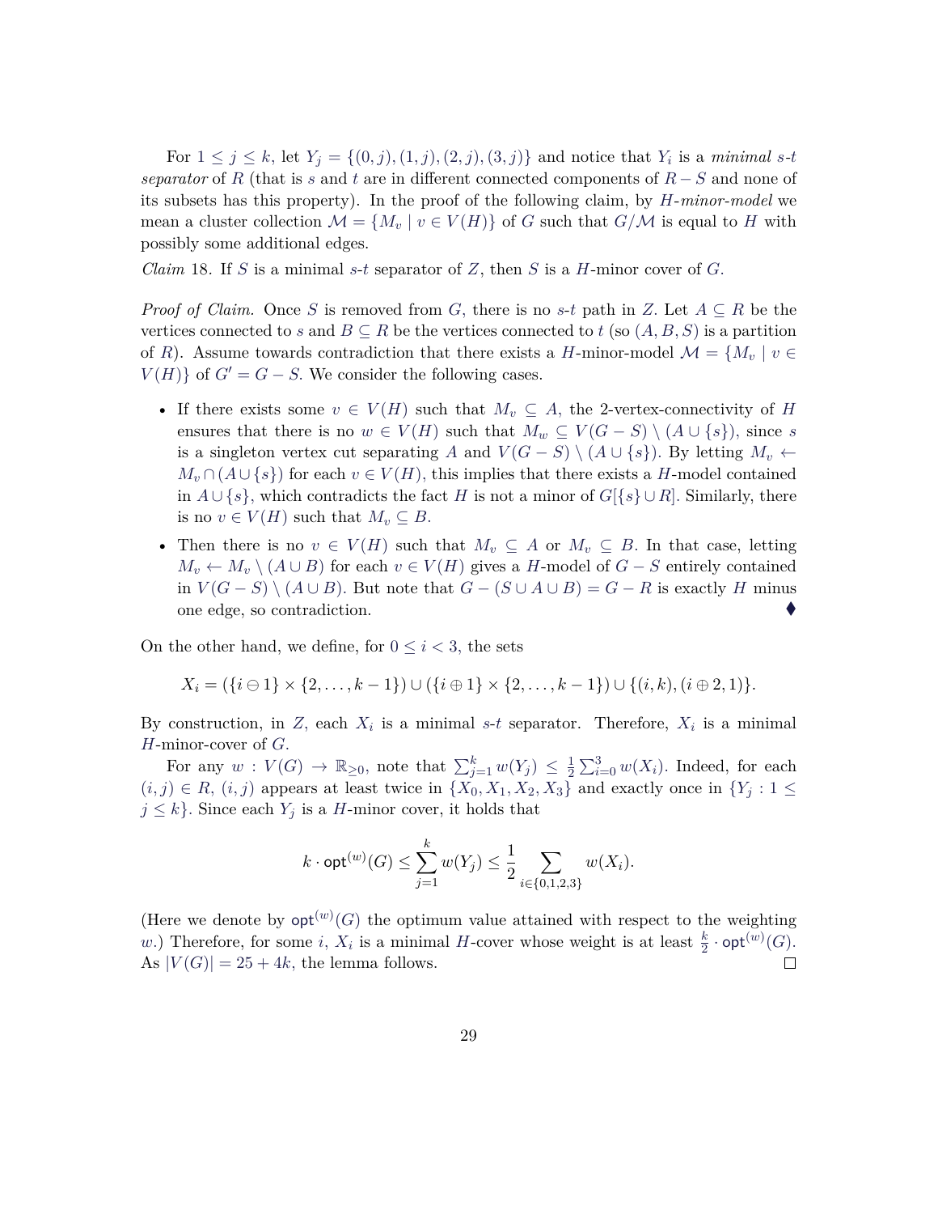For $1 \leq j \leq k$, let $Y_j = \{(0,j),(1,j),(2,j),(3,j)\}$ and notice that $Y_i$ is a *minimal s-t separator* of $R$ (that is $s$ and $t$ are in different connected components of $R - S$ and none of its subsets has this property). In the proof of the following claim, by *H-minor-model* we mean a cluster collection $\mathcal{M} = \{M_v \mid v \in V(H)\}$ of $G$ such that $G/\mathcal{M}$ is equal to $H$ with possibly some additional edges.

*Claim* 18. If $S$ is a minimal $s$-$t$ separator of $Z$, then $S$ is a $H$-minor cover of $G$.

*Proof of Claim.* Once $S$ is removed from $G$, there is no $s$-$t$ path in $Z$. Let $A \subseteq R$ be the vertices connected to $s$ and $B \subseteq R$ be the vertices connected to $t$ (so $(A, B, S)$ is a partition of $R$). Assume towards contradiction that there exists a $H$-minor-model $\mathcal{M} = \{M_v \mid v \in V(H)\}$ of $G' = G - S$. We consider the following cases.

- If there exists some $v \in V(H)$ such that $M_v \subseteq A$, the 2-vertex-connectivity of $H$ ensures that there is no $w \in V(H)$ such that $M_w \subseteq V(G - S) \setminus (A \cup \{s\})$, since $s$ is a singleton vertex cut separating $A$ and $V(G - S) \setminus (A \cup \{s\})$. By letting $M_v \leftarrow M_v \cap (A \cup \{s\})$ for each $v \in V(H)$, this implies that there exists a $H$-model contained in $A \cup \{s\}$, which contradicts the fact $H$ is not a minor of $G[\{s\} \cup R]$. Similarly, there is no $v \in V(H)$ such that $M_v \subseteq B$.
- Then there is no $v \in V(H)$ such that $M_v \subseteq A$ or $M_v \subseteq B$. In that case, letting $M_v \leftarrow M_v \setminus (A \cup B)$ for each $v \in V(H)$ gives a $H$-model of $G - S$ entirely contained in $V(G - S) \setminus (A \cup B)$. But note that $G - (S \cup A \cup B) = G - R$ is exactly $H$ minus one edge, so contradiction. ♦

On the other hand, we define, for $0 \leq i < 3$, the sets

$$X_i = (\{i \ominus 1\} \times \{2, \ldots, k-1\}) \cup (\{i \oplus 1\} \times \{2, \ldots, k-1\}) \cup \{(i,k), (i \oplus 2, 1)\}.$$

By construction, in $Z$, each $X_i$ is a minimal $s$-$t$ separator. Therefore, $X_i$ is a minimal $H$-minor-cover of $G$.

For any $w : V(G) \to \mathbb{R}_{\geq 0}$, note that $\sum_{j=1}^{k} w(Y_j) \leq \frac{1}{2} \sum_{i=0}^{3} w(X_i)$. Indeed, for each $(i,j) \in R$, $(i,j)$ appears at least twice in $\{X_0, X_1, X_2, X_3\}$ and exactly once in $\{Y_j : 1 \leq j \leq k\}$. Since each $Y_j$ is a $H$-minor cover, it holds that

$$k \cdot \mathsf{opt}^{(w)}(G) \leq \sum_{j=1}^{k} w(Y_j) \leq \frac{1}{2} \sum_{i \in \{0,1,2,3\}} w(X_i).$$

(Here we denote by $\mathsf{opt}^{(w)}(G)$ the optimum value attained with respect to the weighting $w$.) Therefore, for some $i$, $X_i$ is a minimal $H$-cover whose weight is at least $\frac{k}{2} \cdot \mathsf{opt}^{(w)}(G)$. As $|V(G)| = 25 + 4k$, the lemma follows. □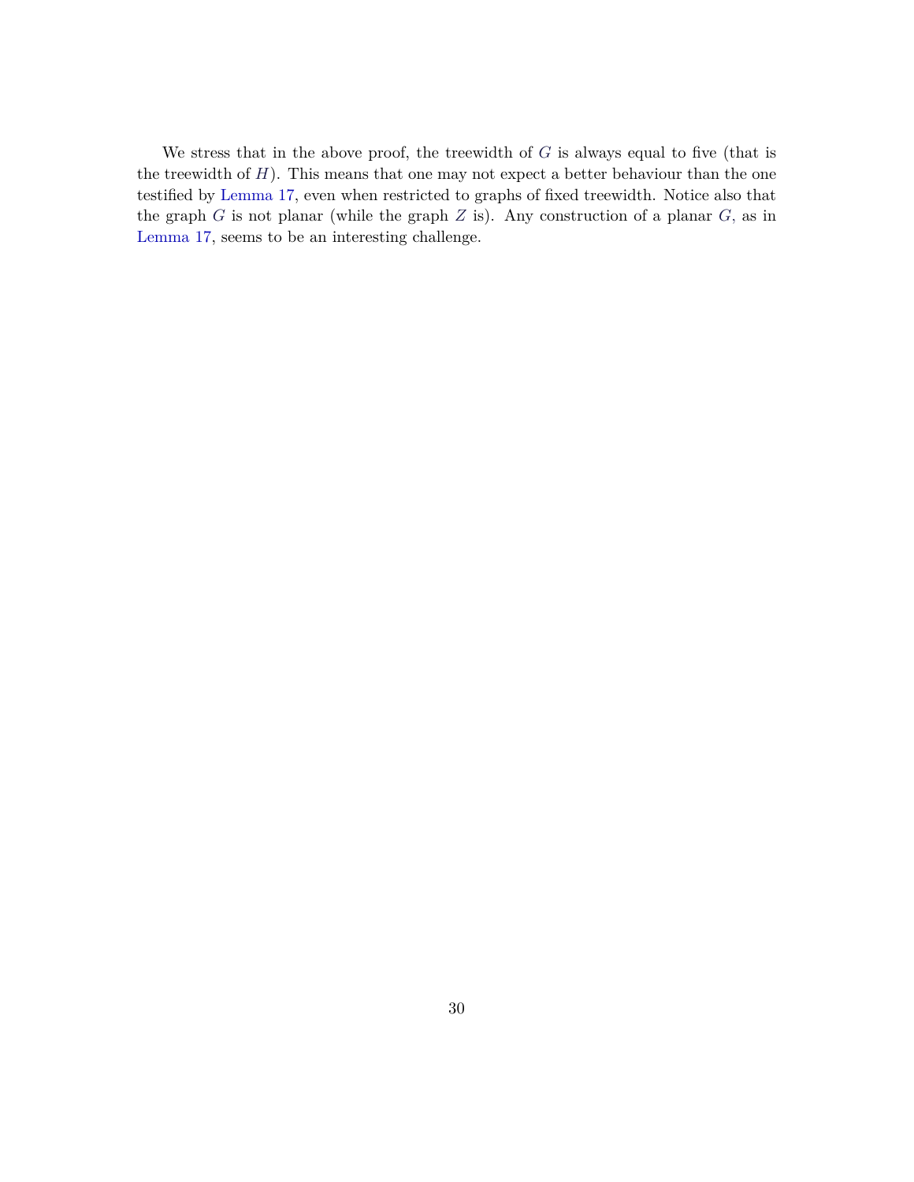We stress that in the above proof, the treewidth of $G$ is always equal to five (that is the treewidth of $H$). This means that one may not expect a better behaviour than the one testified by Lemma 17, even when restricted to graphs of fixed treewidth. Notice also that the graph $G$ is not planar (while the graph $Z$ is). Any construction of a planar $G$, as in Lemma 17, seems to be an interesting challenge.